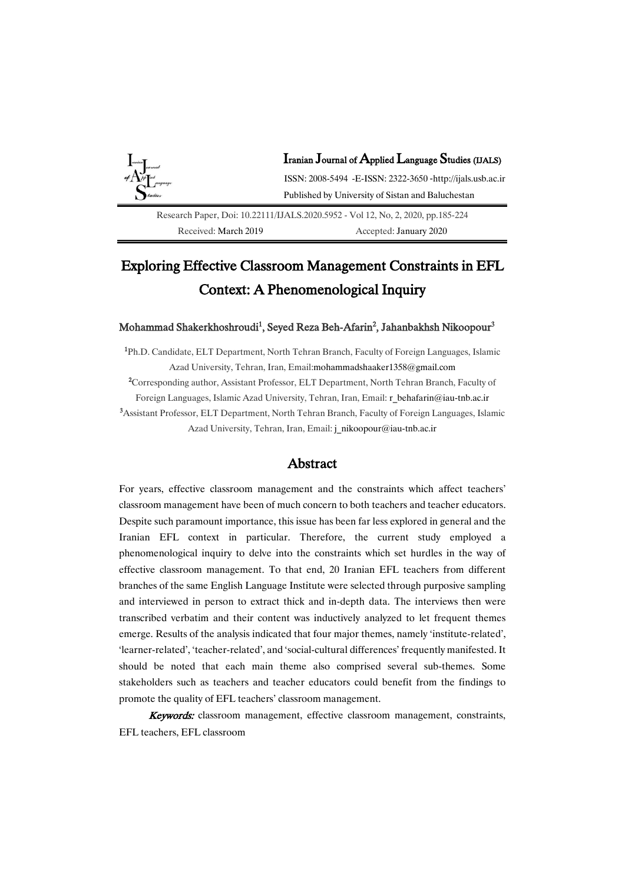Iranian Journal of Applied Language Studies (IJALS)

ISSN: 2008-5494 -E-ISSN: 2322-3650 -http://ijals.usb.ac.ir

Published by University of Sistan and Baluchestan

Research Paper, Doi: 10.22111/IJALS.2020.5952 - Vol 12, No, 2, 2020, pp.185-224

Received: March 2019 Accepted: January 2020

# Exploring Effective Classroom Management Constraints in EFL Context: A Phenomenological Inquiry

Mohammad Shakerkhoshroudi[1], Seyed Reza Beh-Afarin[2], Jahanbakhsh Nikoopour[3]

[1]Ph.D. Candidate, ELT Department, North Tehran Branch, Faculty of Foreign Languages, Islamic Azad University, Tehran, Iran, Email:mohammadshaaker1358@gmail.com

[2]Corresponding author, Assistant Professor, ELT Department, North Tehran Branch, Faculty of Foreign Languages, Islamic Azad University, Tehran, Iran, Email: r_behafarin@iau-tnb.ac.ir

[3]Assistant Professor, ELT Department, North Tehran Branch, Faculty of Foreign Languages, Islamic Azad University, Tehran, Iran, Email: j_nikoopour@iau-tnb.ac.ir

## Abstract

For years, effective classroom management and the constraints which affect teachers' classroom management have been of much concern to both teachers and teacher educators. Despite such paramount importance, this issue has been far less explored in general and the Iranian EFL context in particular. Therefore, the current study employed a phenomenological inquiry to delve into the constraints which set hurdles in the way of effective classroom management. To that end, 20 Iranian EFL teachers from different branches of the same English Language Institute were selected through purposive sampling and interviewed in person to extract thick and in-depth data. The interviews then were transcribed verbatim and their content was inductively analyzed to let frequent themes emerge. Results of the analysis indicated that four major themes, namely 'institute-related', 'learner-related', 'teacher-related', and 'social-cultural differences' frequently manifested. It should be noted that each main theme also comprised several sub-themes. Some stakeholders such as teachers and teacher educators could benefit from the findings to promote the quality of EFL teachers' classroom management.

***Keywords:*** classroom management, effective classroom management, constraints, EFL teachers, EFL classroom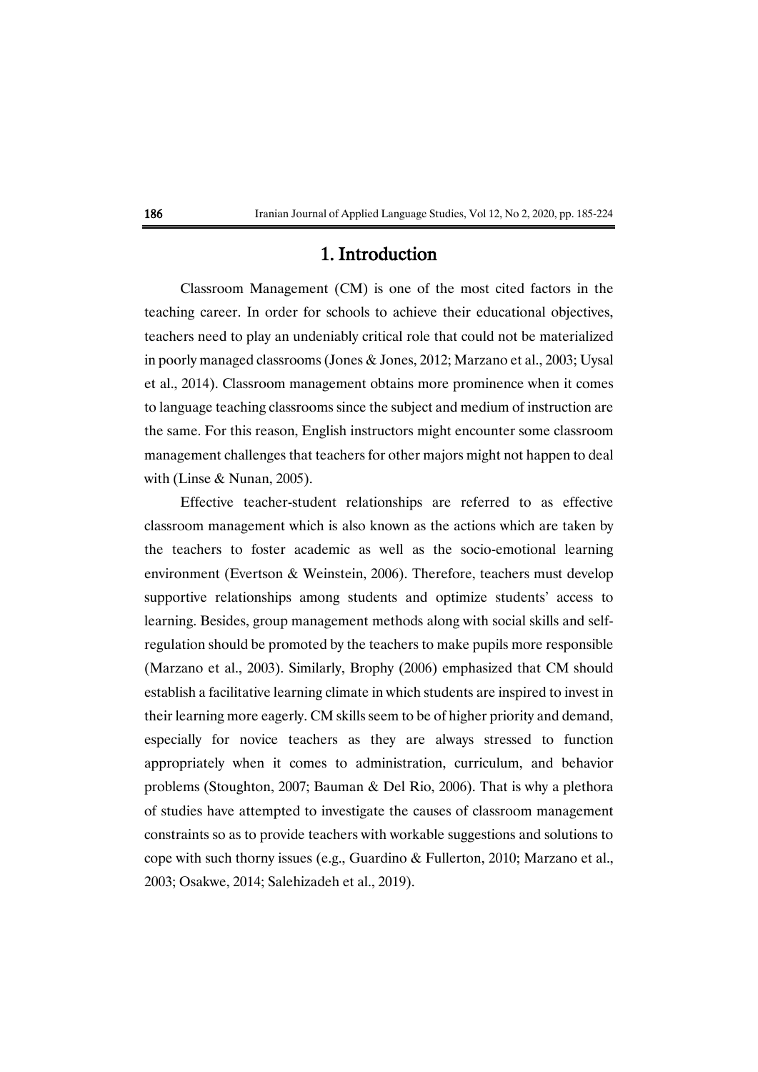# 1. Introduction

Classroom Management (CM) is one of the most cited factors in the teaching career. In order for schools to achieve their educational objectives, teachers need to play an undeniably critical role that could not be materialized in poorly managed classrooms (Jones & Jones, 2012; Marzano et al., 2003; Uysal et al., 2014). Classroom management obtains more prominence when it comes to language teaching classrooms since the subject and medium of instruction are the same. For this reason, English instructors might encounter some classroom management challenges that teachers for other majors might not happen to deal with (Linse & Nunan, 2005).

Effective teacher-student relationships are referred to as effective classroom management which is also known as the actions which are taken by the teachers to foster academic as well as the socio-emotional learning environment (Evertson & Weinstein, 2006). Therefore, teachers must develop supportive relationships among students and optimize students' access to learning. Besides, group management methods along with social skills and self-regulation should be promoted by the teachers to make pupils more responsible (Marzano et al., 2003). Similarly, Brophy (2006) emphasized that CM should establish a facilitative learning climate in which students are inspired to invest in their learning more eagerly. CM skills seem to be of higher priority and demand, especially for novice teachers as they are always stressed to function appropriately when it comes to administration, curriculum, and behavior problems (Stoughton, 2007; Bauman & Del Rio, 2006). That is why a plethora of studies have attempted to investigate the causes of classroom management constraints so as to provide teachers with workable suggestions and solutions to cope with such thorny issues (e.g., Guardino & Fullerton, 2010; Marzano et al., 2003; Osakwe, 2014; Salehizadeh et al., 2019).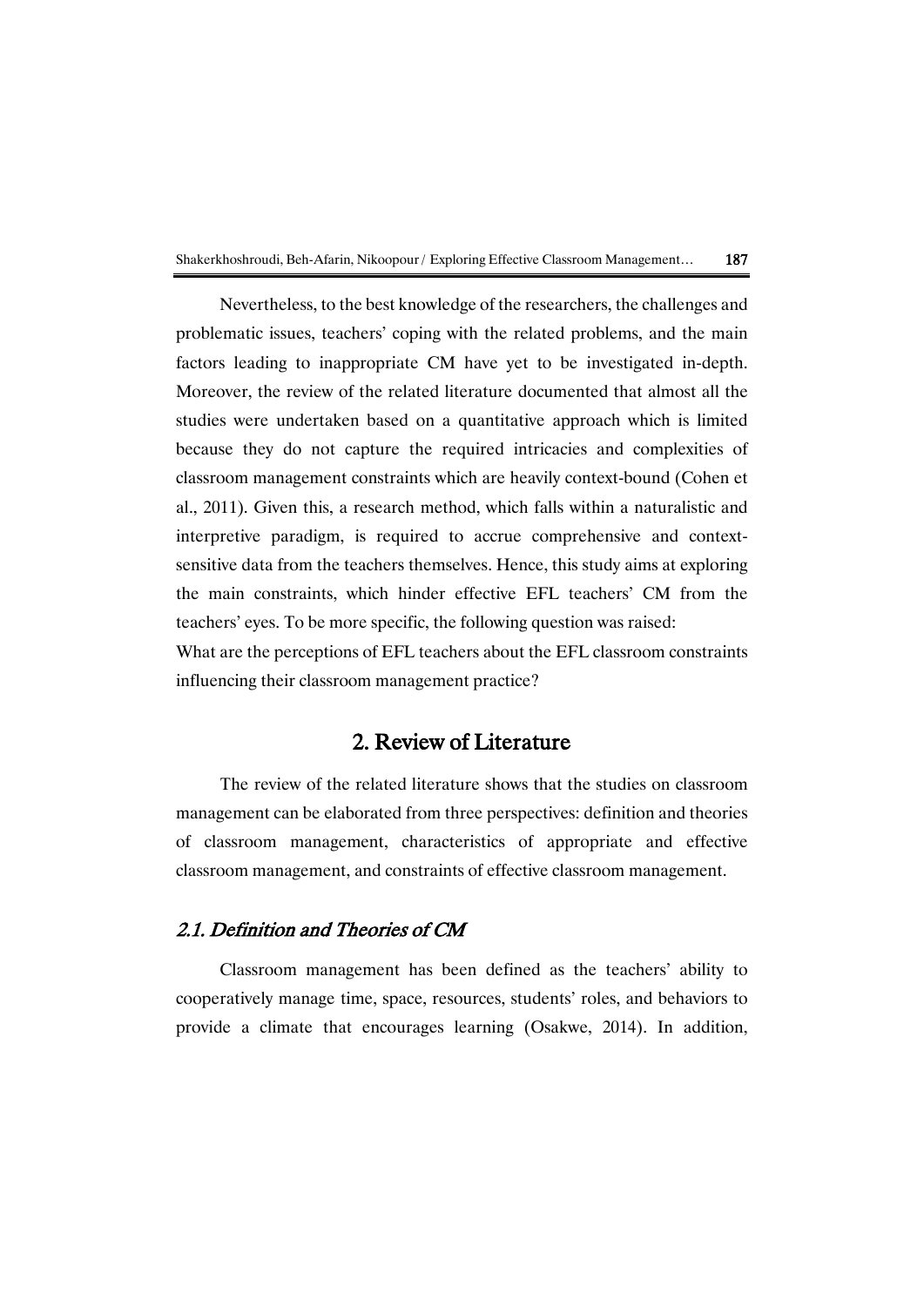Nevertheless, to the best knowledge of the researchers, the challenges and problematic issues, teachers' coping with the related problems, and the main factors leading to inappropriate CM have yet to be investigated in-depth. Moreover, the review of the related literature documented that almost all the studies were undertaken based on a quantitative approach which is limited because they do not capture the required intricacies and complexities of classroom management constraints which are heavily context-bound (Cohen et al., 2011). Given this, a research method, which falls within a naturalistic and interpretive paradigm, is required to accrue comprehensive and context-sensitive data from the teachers themselves. Hence, this study aims at exploring the main constraints, which hinder effective EFL teachers' CM from the teachers' eyes. To be more specific, the following question was raised:

What are the perceptions of EFL teachers about the EFL classroom constraints influencing their classroom management practice?

## 2. Review of Literature

The review of the related literature shows that the studies on classroom management can be elaborated from three perspectives: definition and theories of classroom management, characteristics of appropriate and effective classroom management, and constraints of effective classroom management.

### *2.1. Definition and Theories of CM*

Classroom management has been defined as the teachers' ability to cooperatively manage time, space, resources, students' roles, and behaviors to provide a climate that encourages learning (Osakwe, 2014). In addition,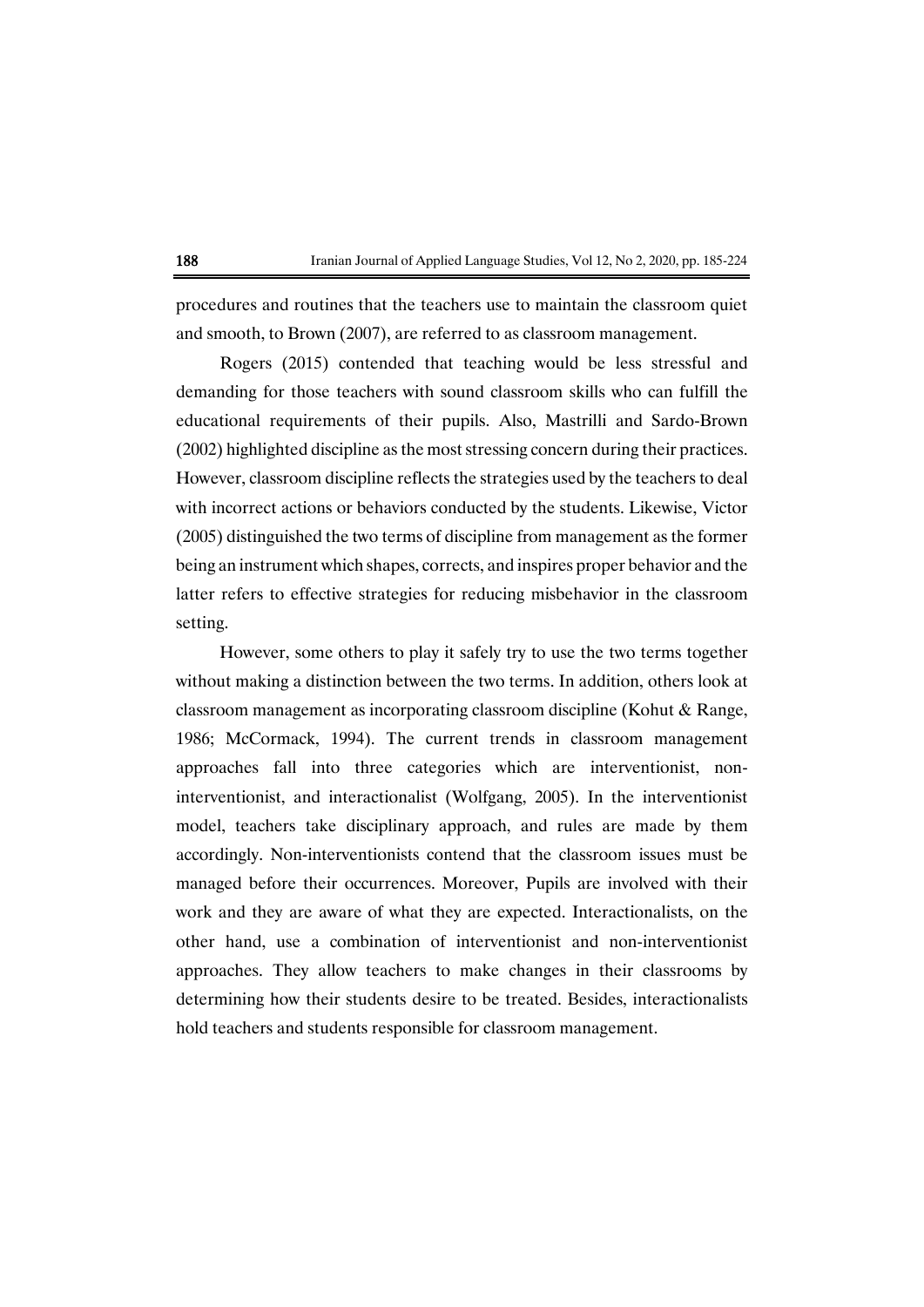procedures and routines that the teachers use to maintain the classroom quiet and smooth, to Brown (2007), are referred to as classroom management.

Rogers (2015) contended that teaching would be less stressful and demanding for those teachers with sound classroom skills who can fulfill the educational requirements of their pupils. Also, Mastrilli and Sardo-Brown (2002) highlighted discipline as the most stressing concern during their practices. However, classroom discipline reflects the strategies used by the teachers to deal with incorrect actions or behaviors conducted by the students. Likewise, Victor (2005) distinguished the two terms of discipline from management as the former being an instrument which shapes, corrects, and inspires proper behavior and the latter refers to effective strategies for reducing misbehavior in the classroom setting.

However, some others to play it safely try to use the two terms together without making a distinction between the two terms. In addition, others look at classroom management as incorporating classroom discipline (Kohut & Range, 1986; McCormack, 1994). The current trends in classroom management approaches fall into three categories which are interventionist, non-interventionist, and interactionalist (Wolfgang, 2005). In the interventionist model, teachers take disciplinary approach, and rules are made by them accordingly. Non-interventionists contend that the classroom issues must be managed before their occurrences. Moreover, Pupils are involved with their work and they are aware of what they are expected. Interactionalists, on the other hand, use a combination of interventionist and non-interventionist approaches. They allow teachers to make changes in their classrooms by determining how their students desire to be treated. Besides, interactionalists hold teachers and students responsible for classroom management.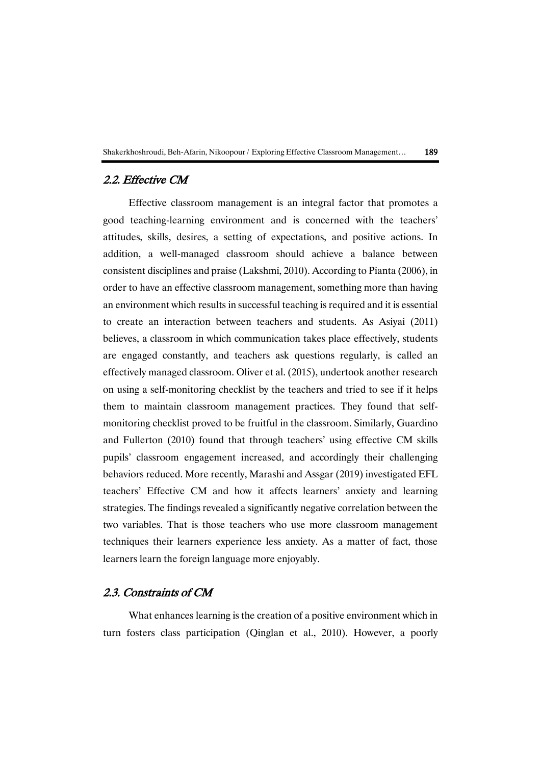## 2.2. Effective CM

Effective classroom management is an integral factor that promotes a good teaching-learning environment and is concerned with the teachers' attitudes, skills, desires, a setting of expectations, and positive actions. In addition, a well-managed classroom should achieve a balance between consistent disciplines and praise (Lakshmi, 2010). According to Pianta (2006), in order to have an effective classroom management, something more than having an environment which results in successful teaching is required and it is essential to create an interaction between teachers and students. As Asiyai (2011) believes, a classroom in which communication takes place effectively, students are engaged constantly, and teachers ask questions regularly, is called an effectively managed classroom. Oliver et al. (2015), undertook another research on using a self-monitoring checklist by the teachers and tried to see if it helps them to maintain classroom management practices. They found that self-monitoring checklist proved to be fruitful in the classroom. Similarly, Guardino and Fullerton (2010) found that through teachers' using effective CM skills pupils' classroom engagement increased, and accordingly their challenging behaviors reduced. More recently, Marashi and Assgar (2019) investigated EFL teachers' Effective CM and how it affects learners' anxiety and learning strategies. The findings revealed a significantly negative correlation between the two variables. That is those teachers who use more classroom management techniques their learners experience less anxiety. As a matter of fact, those learners learn the foreign language more enjoyably.

## 2.3. Constraints of CM

What enhances learning is the creation of a positive environment which in turn fosters class participation (Qinglan et al., 2010). However, a poorly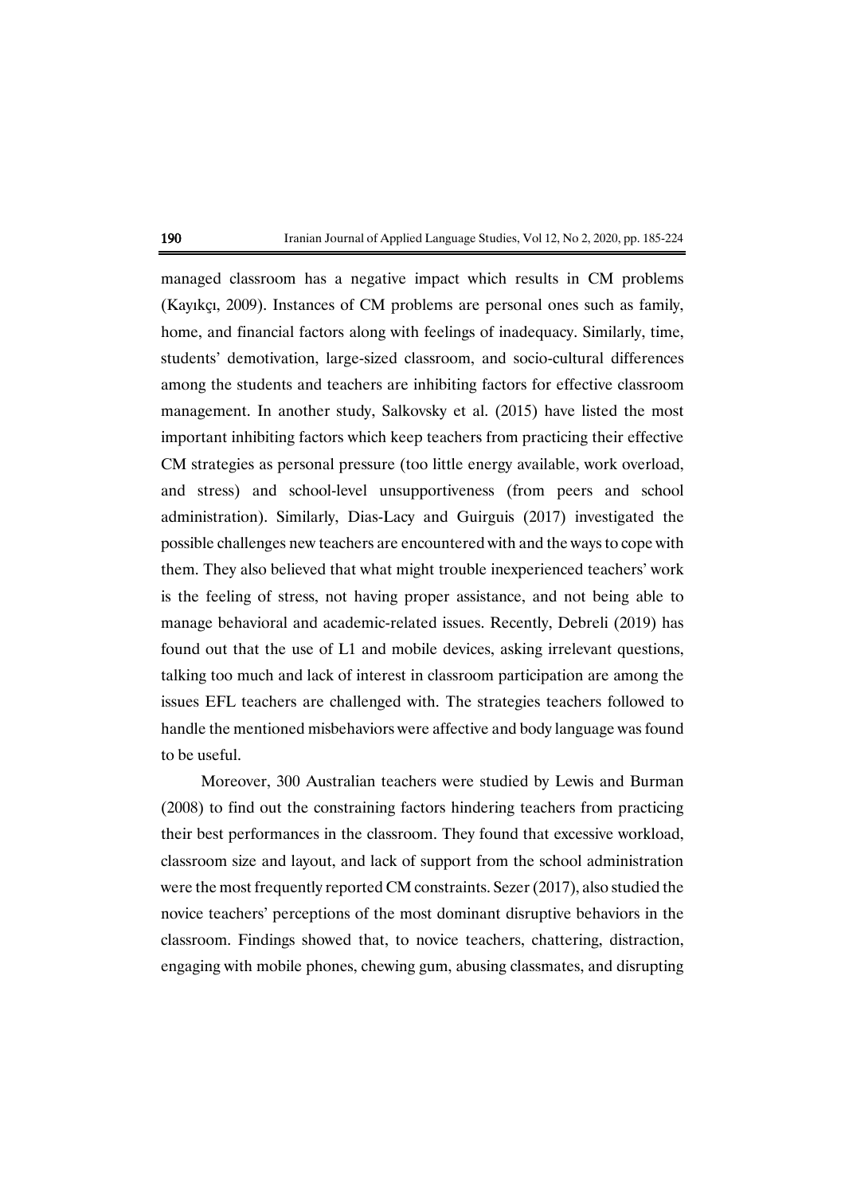managed classroom has a negative impact which results in CM problems (Kayıkçı, 2009). Instances of CM problems are personal ones such as family, home, and financial factors along with feelings of inadequacy. Similarly, time, students' demotivation, large-sized classroom, and socio-cultural differences among the students and teachers are inhibiting factors for effective classroom management. In another study, Salkovsky et al. (2015) have listed the most important inhibiting factors which keep teachers from practicing their effective CM strategies as personal pressure (too little energy available, work overload, and stress) and school-level unsupportiveness (from peers and school administration). Similarly, Dias-Lacy and Guirguis (2017) investigated the possible challenges new teachers are encountered with and the ways to cope with them. They also believed that what might trouble inexperienced teachers' work is the feeling of stress, not having proper assistance, and not being able to manage behavioral and academic-related issues. Recently, Debreli (2019) has found out that the use of L1 and mobile devices, asking irrelevant questions, talking too much and lack of interest in classroom participation are among the issues EFL teachers are challenged with. The strategies teachers followed to handle the mentioned misbehaviors were affective and body language was found to be useful.

Moreover, 300 Australian teachers were studied by Lewis and Burman (2008) to find out the constraining factors hindering teachers from practicing their best performances in the classroom. They found that excessive workload, classroom size and layout, and lack of support from the school administration were the most frequently reported CM constraints. Sezer (2017), also studied the novice teachers' perceptions of the most dominant disruptive behaviors in the classroom. Findings showed that, to novice teachers, chattering, distraction, engaging with mobile phones, chewing gum, abusing classmates, and disrupting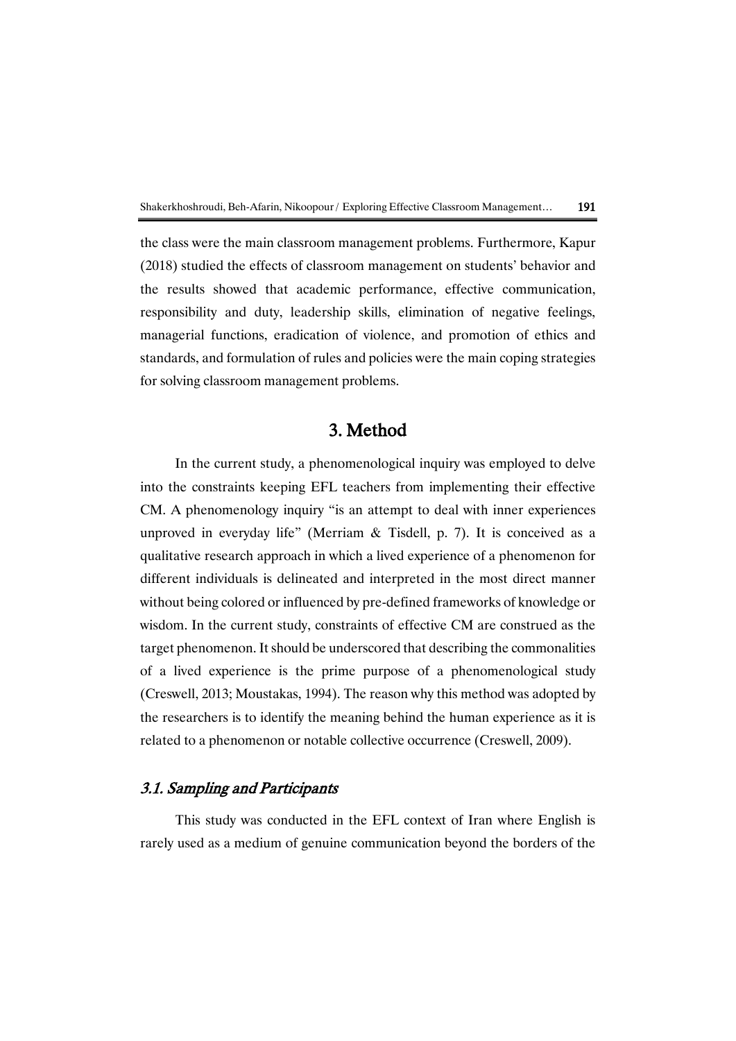the class were the main classroom management problems. Furthermore, Kapur (2018) studied the effects of classroom management on students' behavior and the results showed that academic performance, effective communication, responsibility and duty, leadership skills, elimination of negative feelings, managerial functions, eradication of violence, and promotion of ethics and standards, and formulation of rules and policies were the main coping strategies for solving classroom management problems.

## 3. Method

In the current study, a phenomenological inquiry was employed to delve into the constraints keeping EFL teachers from implementing their effective CM. A phenomenology inquiry "is an attempt to deal with inner experiences unproved in everyday life" (Merriam & Tisdell, p. 7). It is conceived as a qualitative research approach in which a lived experience of a phenomenon for different individuals is delineated and interpreted in the most direct manner without being colored or influenced by pre-defined frameworks of knowledge or wisdom. In the current study, constraints of effective CM are construed as the target phenomenon. It should be underscored that describing the commonalities of a lived experience is the prime purpose of a phenomenological study (Creswell, 2013; Moustakas, 1994). The reason why this method was adopted by the researchers is to identify the meaning behind the human experience as it is related to a phenomenon or notable collective occurrence (Creswell, 2009).

### *3.1. Sampling and Participants*

This study was conducted in the EFL context of Iran where English is rarely used as a medium of genuine communication beyond the borders of the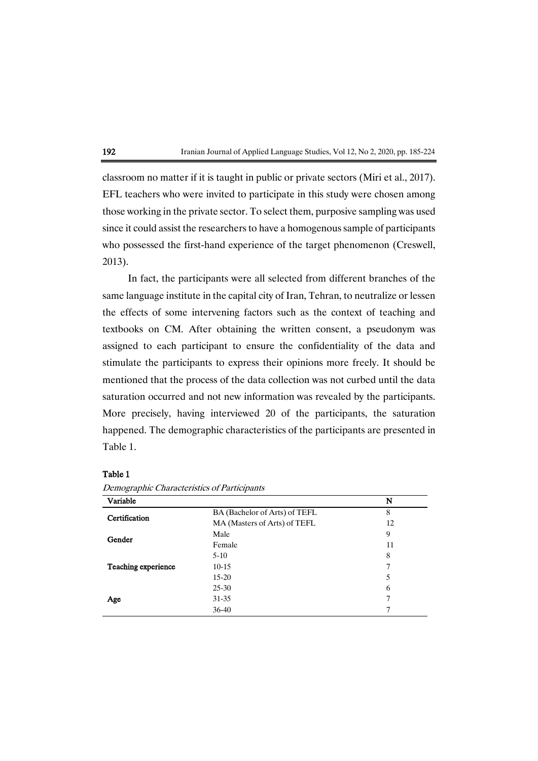classroom no matter if it is taught in public or private sectors (Miri et al., 2017). EFL teachers who were invited to participate in this study were chosen among those working in the private sector. To select them, purposive sampling was used since it could assist the researchers to have a homogenous sample of participants who possessed the first-hand experience of the target phenomenon (Creswell, 2013).

In fact, the participants were all selected from different branches of the same language institute in the capital city of Iran, Tehran, to neutralize or lessen the effects of some intervening factors such as the context of teaching and textbooks on CM. After obtaining the written consent, a pseudonym was assigned to each participant to ensure the confidentiality of the data and stimulate the participants to express their opinions more freely. It should be mentioned that the process of the data collection was not curbed until the data saturation occurred and not new information was revealed by the participants. More precisely, having interviewed 20 of the participants, the saturation happened. The demographic characteristics of the participants are presented in Table 1.

**Table 1**

*Demographic Characteristics of Participants*

| Variable | | N |
|---|---|---|
| **Certification** | BA (Bachelor of Arts) of TEFL | 8 |
| | MA (Masters of Arts) of TEFL | 12 |
| **Gender** | Male | 9 |
| | Female | 11 |
| **Teaching experience** | 5-10 | 8 |
| | 10-15 | 7 |
| | 15-20 | 5 |
| **Age** | 25-30 | 6 |
| | 31-35 | 7 |
| | 36-40 | 7 |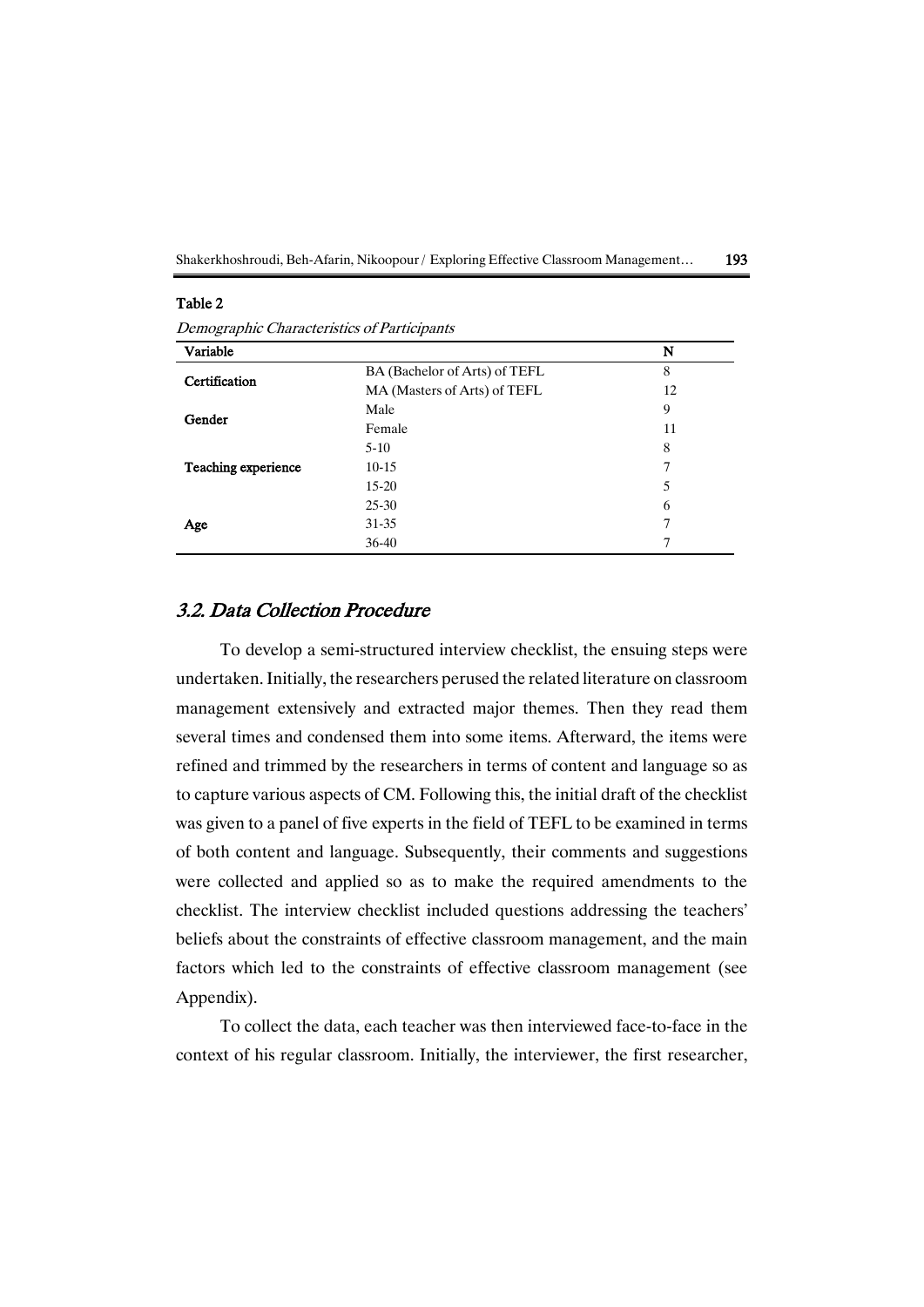**Table 2**

*Demographic Characteristics of Participants*

| Variable | | N |
|---|---|---|
| **Certification** | BA (Bachelor of Arts) of TEFL | 8 |
| | MA (Masters of Arts) of TEFL | 12 |
| **Gender** | Male | 9 |
| | Female | 11 |
| **Teaching experience** | 5-10 | 8 |
| | 10-15 | 7 |
| | 15-20 | 5 |
| **Age** | 25-30 | 6 |
| | 31-35 | 7 |
| | 36-40 | 7 |

## *3.2. Data Collection Procedure*

To develop a semi-structured interview checklist, the ensuing steps were undertaken. Initially, the researchers perused the related literature on classroom management extensively and extracted major themes. Then they read them several times and condensed them into some items. Afterward, the items were refined and trimmed by the researchers in terms of content and language so as to capture various aspects of CM. Following this, the initial draft of the checklist was given to a panel of five experts in the field of TEFL to be examined in terms of both content and language. Subsequently, their comments and suggestions were collected and applied so as to make the required amendments to the checklist. The interview checklist included questions addressing the teachers' beliefs about the constraints of effective classroom management, and the main factors which led to the constraints of effective classroom management (see Appendix).

To collect the data, each teacher was then interviewed face-to-face in the context of his regular classroom. Initially, the interviewer, the first researcher,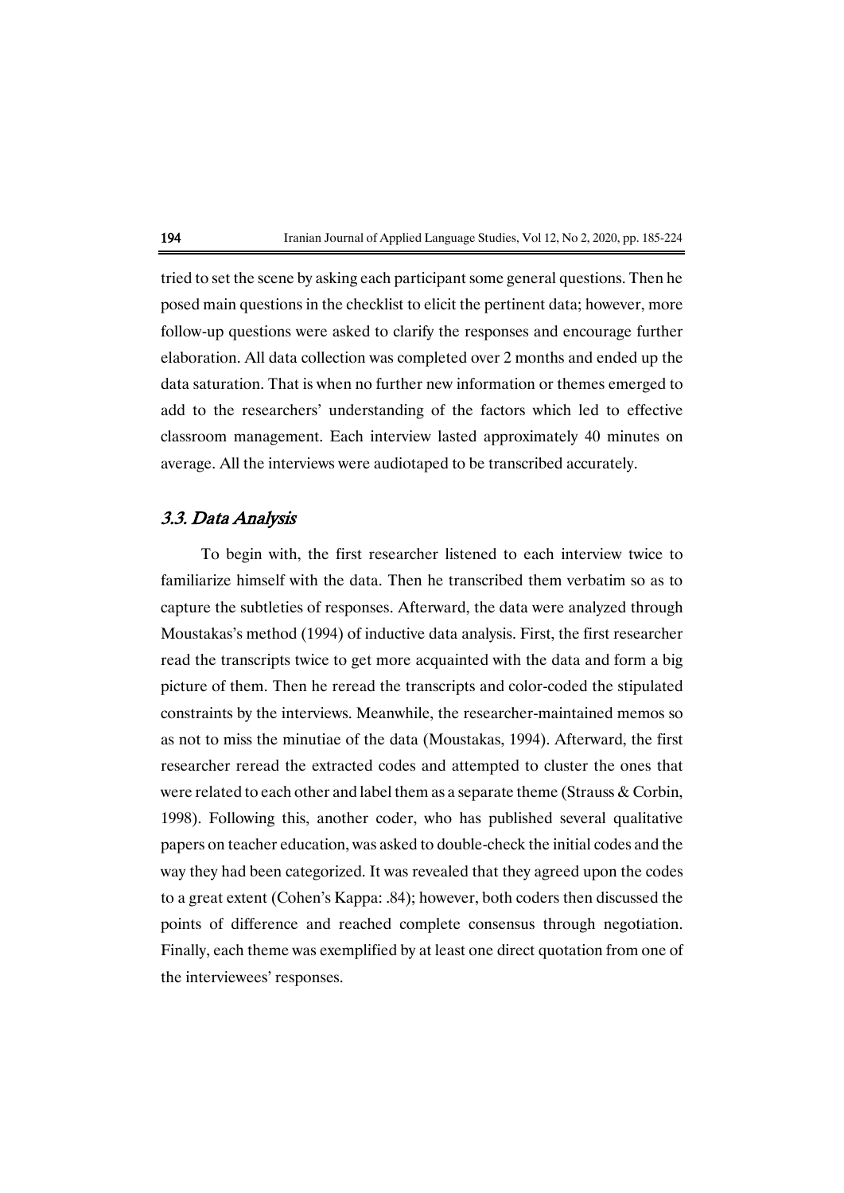tried to set the scene by asking each participant some general questions. Then he posed main questions in the checklist to elicit the pertinent data; however, more follow-up questions were asked to clarify the responses and encourage further elaboration. All data collection was completed over 2 months and ended up the data saturation. That is when no further new information or themes emerged to add to the researchers' understanding of the factors which led to effective classroom management. Each interview lasted approximately 40 minutes on average. All the interviews were audiotaped to be transcribed accurately.

### *3.3. Data Analysis*

To begin with, the first researcher listened to each interview twice to familiarize himself with the data. Then he transcribed them verbatim so as to capture the subtleties of responses. Afterward, the data were analyzed through Moustakas's method (1994) of inductive data analysis. First, the first researcher read the transcripts twice to get more acquainted with the data and form a big picture of them. Then he reread the transcripts and color-coded the stipulated constraints by the interviews. Meanwhile, the researcher-maintained memos so as not to miss the minutiae of the data (Moustakas, 1994). Afterward, the first researcher reread the extracted codes and attempted to cluster the ones that were related to each other and label them as a separate theme (Strauss & Corbin, 1998). Following this, another coder, who has published several qualitative papers on teacher education, was asked to double-check the initial codes and the way they had been categorized. It was revealed that they agreed upon the codes to a great extent (Cohen's Kappa: .84); however, both coders then discussed the points of difference and reached complete consensus through negotiation. Finally, each theme was exemplified by at least one direct quotation from one of the interviewees' responses.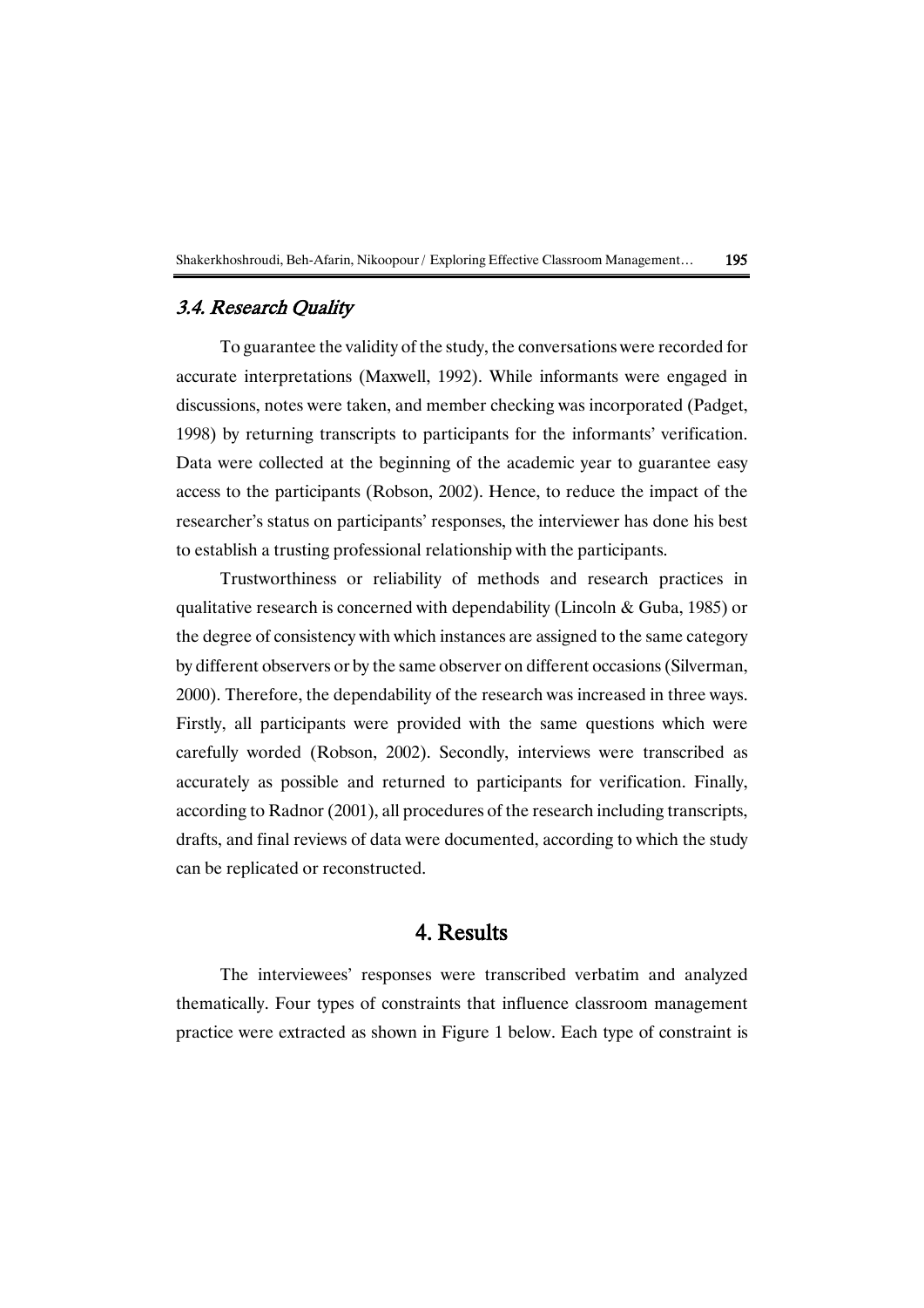### *3.4. Research Quality*

To guarantee the validity of the study, the conversations were recorded for accurate interpretations (Maxwell, 1992). While informants were engaged in discussions, notes were taken, and member checking was incorporated (Padget, 1998) by returning transcripts to participants for the informants' verification. Data were collected at the beginning of the academic year to guarantee easy access to the participants (Robson, 2002). Hence, to reduce the impact of the researcher's status on participants' responses, the interviewer has done his best to establish a trusting professional relationship with the participants.

Trustworthiness or reliability of methods and research practices in qualitative research is concerned with dependability (Lincoln & Guba, 1985) or the degree of consistency with which instances are assigned to the same category by different observers or by the same observer on different occasions (Silverman, 2000). Therefore, the dependability of the research was increased in three ways. Firstly, all participants were provided with the same questions which were carefully worded (Robson, 2002). Secondly, interviews were transcribed as accurately as possible and returned to participants for verification. Finally, according to Radnor (2001), all procedures of the research including transcripts, drafts, and final reviews of data were documented, according to which the study can be replicated or reconstructed.

## 4. Results

The interviewees' responses were transcribed verbatim and analyzed thematically. Four types of constraints that influence classroom management practice were extracted as shown in Figure 1 below. Each type of constraint is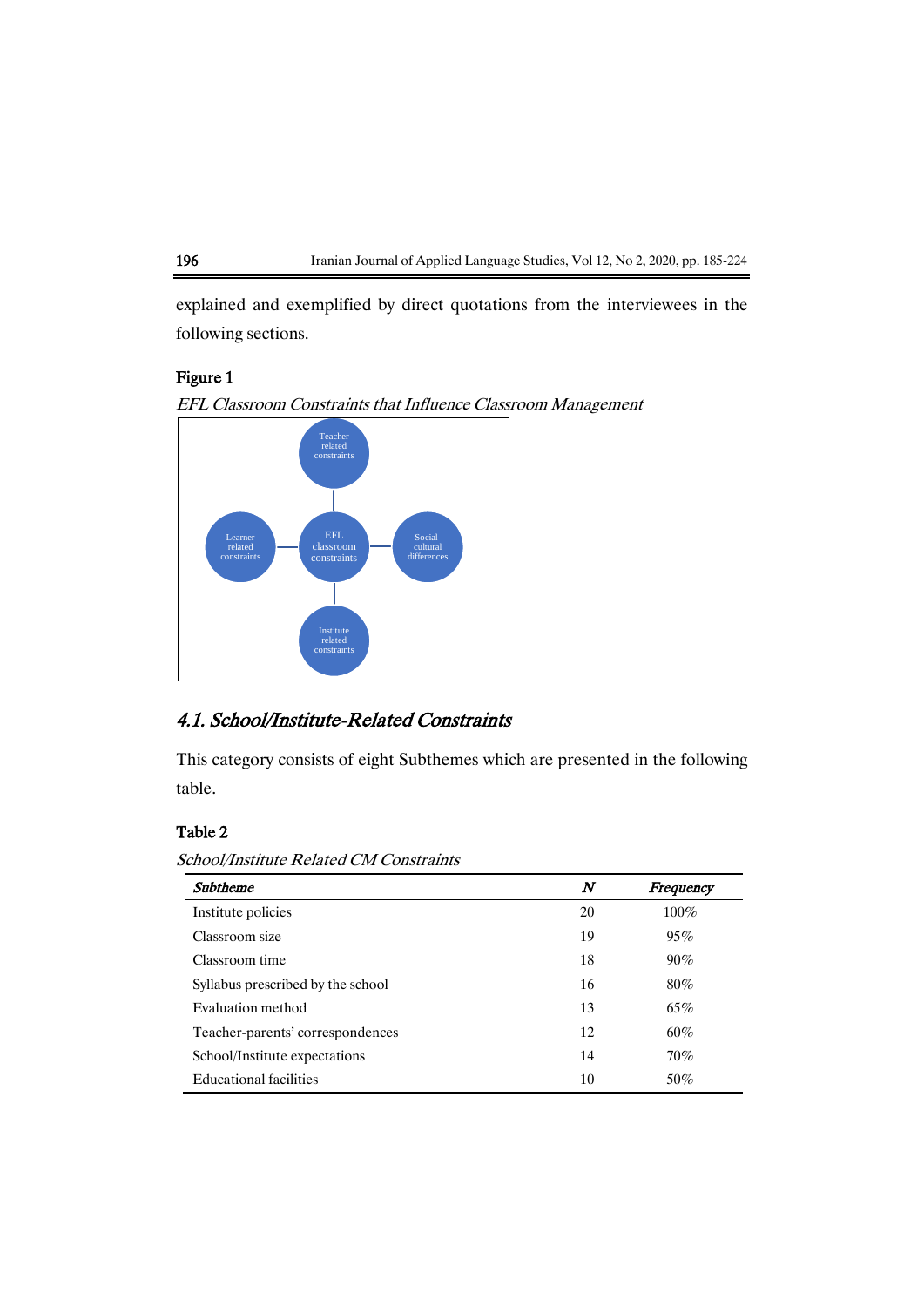explained and exemplified by direct quotations from the interviewees in the following sections.

**Figure 1**

*EFL Classroom Constraints that Influence Classroom Management*

Teacher related constraints

Learner related constraints

EFL classroom constraints

Social-cultural differences

Institute related constraints

## *4.1. School/Institute-Related Constraints*

This category consists of eight Subthemes which are presented in the following table.

**Table 2**

*School/Institute Related CM Constraints*

| *Subtheme* | *N* | *Frequency* |
|---|---|---|
| Institute policies | 20 | 100% |
| Classroom size | 19 | 95% |
| Classroom time | 18 | 90% |
| Syllabus prescribed by the school | 16 | 80% |
| Evaluation method | 13 | 65% |
| Teacher-parents' correspondences | 12 | 60% |
| School/Institute expectations | 14 | 70% |
| Educational facilities | 10 | 50% |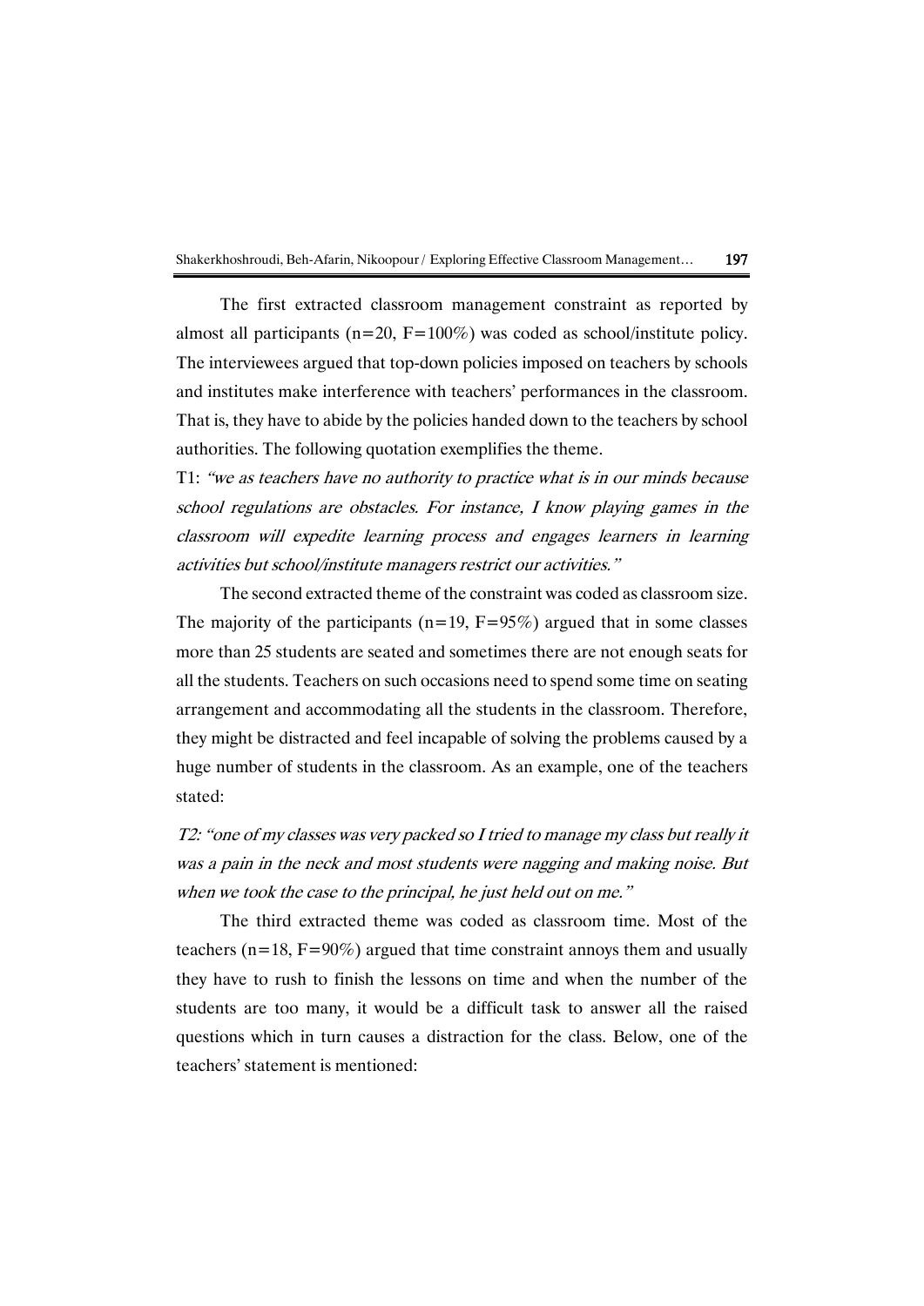The first extracted classroom management constraint as reported by almost all participants (n=20, F=100%) was coded as school/institute policy. The interviewees argued that top-down policies imposed on teachers by schools and institutes make interference with teachers' performances in the classroom. That is, they have to abide by the policies handed down to the teachers by school authorities. The following quotation exemplifies the theme.

T1: *"we as teachers have no authority to practice what is in our minds because school regulations are obstacles. For instance, I know playing games in the classroom will expedite learning process and engages learners in learning activities but school/institute managers restrict our activities."*

The second extracted theme of the constraint was coded as classroom size. The majority of the participants (n=19, F=95%) argued that in some classes more than 25 students are seated and sometimes there are not enough seats for all the students. Teachers on such occasions need to spend some time on seating arrangement and accommodating all the students in the classroom. Therefore, they might be distracted and feel incapable of solving the problems caused by a huge number of students in the classroom. As an example, one of the teachers stated:

*T2: "one of my classes was very packed so I tried to manage my class but really it was a pain in the neck and most students were nagging and making noise. But when we took the case to the principal, he just held out on me."*

The third extracted theme was coded as classroom time. Most of the teachers (n=18, F=90%) argued that time constraint annoys them and usually they have to rush to finish the lessons on time and when the number of the students are too many, it would be a difficult task to answer all the raised questions which in turn causes a distraction for the class. Below, one of the teachers' statement is mentioned: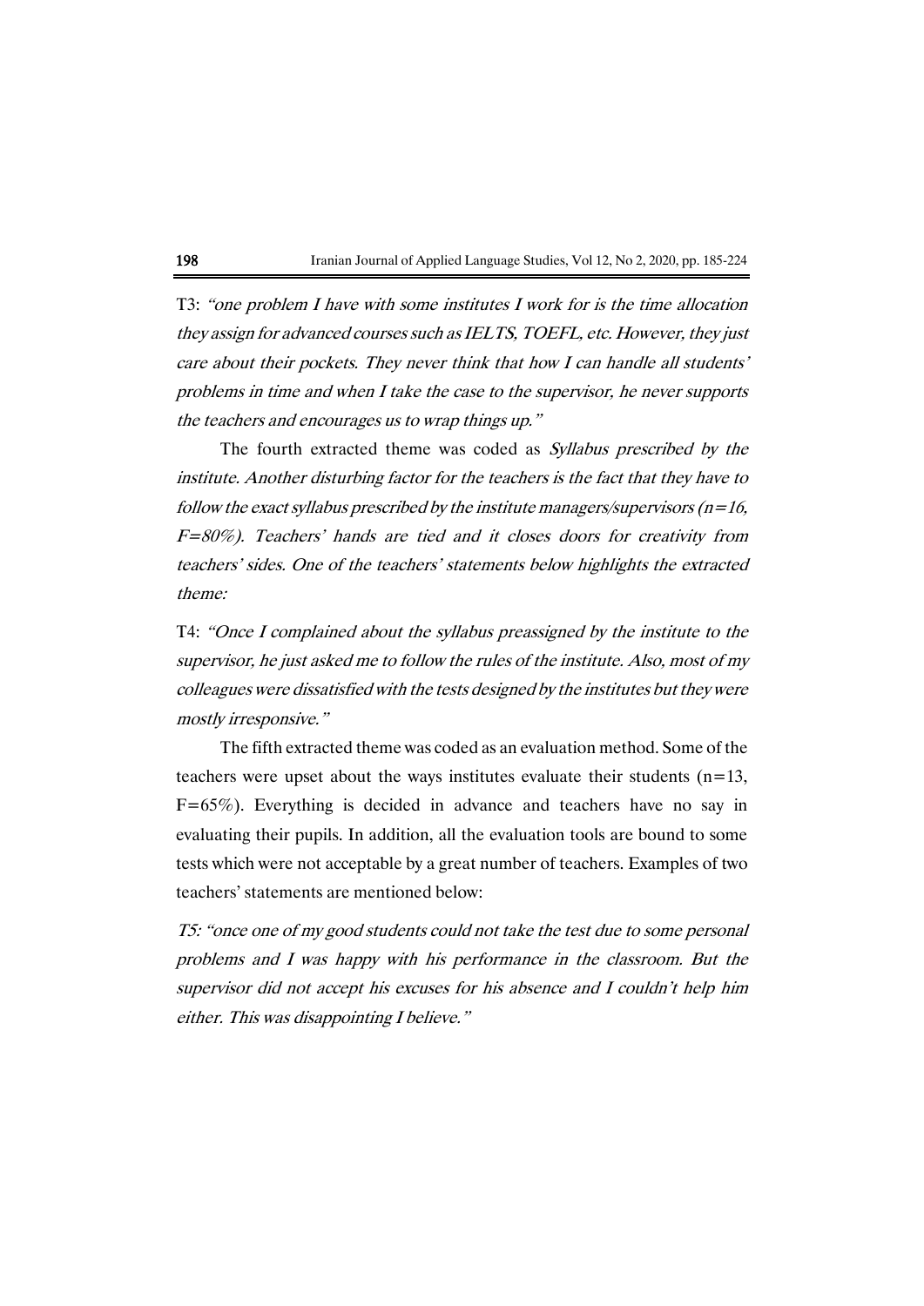T3: *"one problem I have with some institutes I work for is the time allocation they assign for advanced courses such as IELTS, TOEFL, etc. However, they just care about their pockets. They never think that how I can handle all students' problems in time and when I take the case to the supervisor, he never supports the teachers and encourages us to wrap things up."*

The fourth extracted theme was coded as *Syllabus prescribed by the institute. Another disturbing factor for the teachers is the fact that they have to follow the exact syllabus prescribed by the institute managers/supervisors (n=16, F=80%). Teachers' hands are tied and it closes doors for creativity from teachers' sides. One of the teachers' statements below highlights the extracted theme:*

T4: *"Once I complained about the syllabus preassigned by the institute to the supervisor, he just asked me to follow the rules of the institute. Also, most of my colleagues were dissatisfied with the tests designed by the institutes but they were mostly irresponsive."*

The fifth extracted theme was coded as an evaluation method. Some of the teachers were upset about the ways institutes evaluate their students (n=13, F=65%). Everything is decided in advance and teachers have no say in evaluating their pupils. In addition, all the evaluation tools are bound to some tests which were not acceptable by a great number of teachers. Examples of two teachers' statements are mentioned below:

*T5: "once one of my good students could not take the test due to some personal problems and I was happy with his performance in the classroom. But the supervisor did not accept his excuses for his absence and I couldn't help him either. This was disappointing I believe."*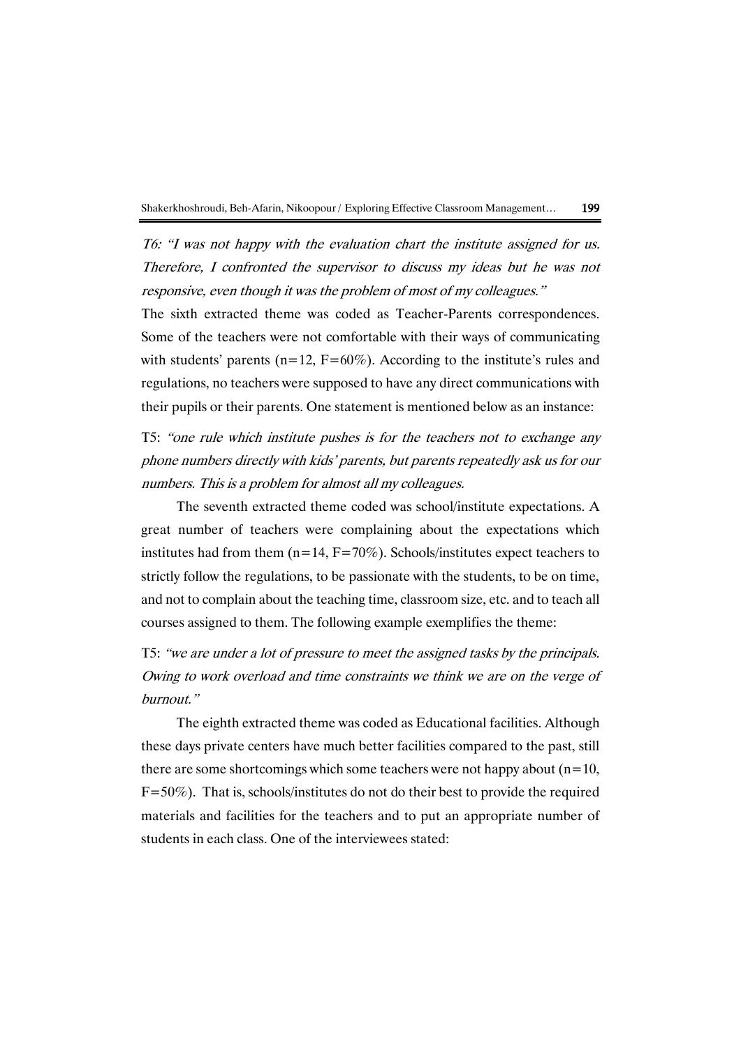*T6: "I was not happy with the evaluation chart the institute assigned for us. Therefore, I confronted the supervisor to discuss my ideas but he was not responsive, even though it was the problem of most of my colleagues."*

The sixth extracted theme was coded as Teacher-Parents correspondences. Some of the teachers were not comfortable with their ways of communicating with students' parents (n=12, F=60%). According to the institute's rules and regulations, no teachers were supposed to have any direct communications with their pupils or their parents. One statement is mentioned below as an instance:

T5: *"one rule which institute pushes is for the teachers not to exchange any phone numbers directly with kids' parents, but parents repeatedly ask us for our numbers. This is a problem for almost all my colleagues.*

The seventh extracted theme coded was school/institute expectations. A great number of teachers were complaining about the expectations which institutes had from them (n=14, F=70%). Schools/institutes expect teachers to strictly follow the regulations, to be passionate with the students, to be on time, and not to complain about the teaching time, classroom size, etc. and to teach all courses assigned to them. The following example exemplifies the theme:

T5: *"we are under a lot of pressure to meet the assigned tasks by the principals. Owing to work overload and time constraints we think we are on the verge of burnout."*

The eighth extracted theme was coded as Educational facilities. Although these days private centers have much better facilities compared to the past, still there are some shortcomings which some teachers were not happy about (n=10, F=50%). That is, schools/institutes do not do their best to provide the required materials and facilities for the teachers and to put an appropriate number of students in each class. One of the interviewees stated: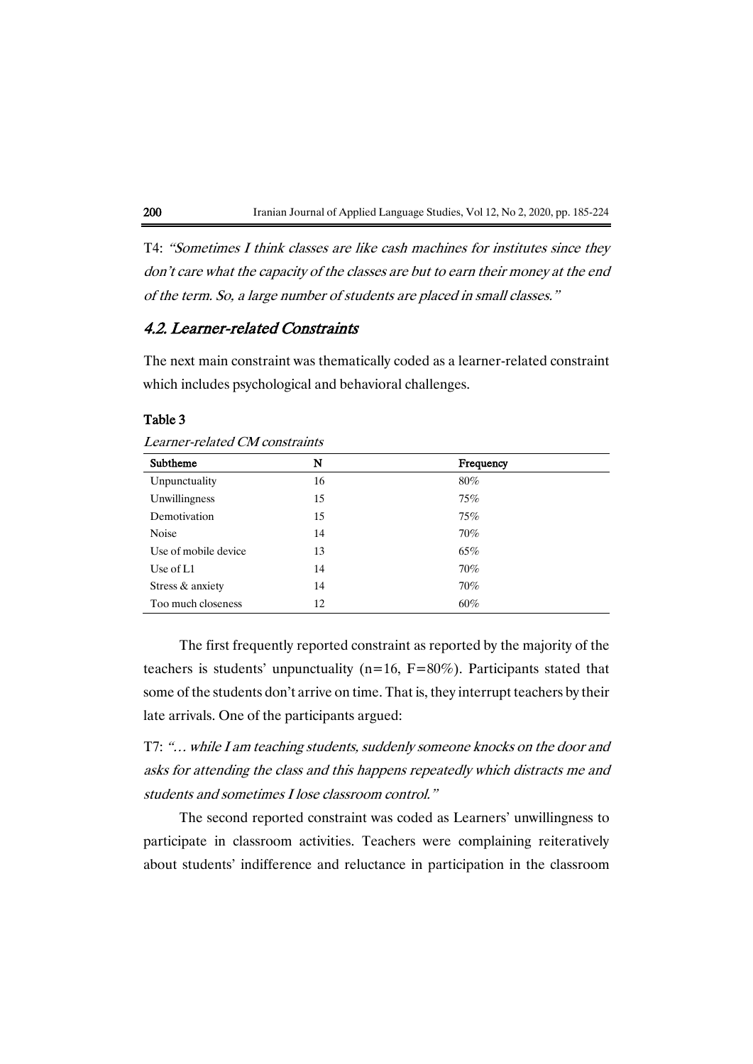T4: *"Sometimes I think classes are like cash machines for institutes since they don't care what the capacity of the classes are but to earn their money at the end of the term. So, a large number of students are placed in small classes."*

## *4.2. Learner-related Constraints*

The next main constraint was thematically coded as a learner-related constraint which includes psychological and behavioral challenges.

**Table 3**

*Learner-related CM constraints*

| Subtheme | N | Frequency |
|---|---|---|
| Unpunctuality | 16 | 80% |
| Unwillingness | 15 | 75% |
| Demotivation | 15 | 75% |
| Noise | 14 | 70% |
| Use of mobile device | 13 | 65% |
| Use of L1 | 14 | 70% |
| Stress & anxiety | 14 | 70% |
| Too much closeness | 12 | 60% |

The first frequently reported constraint as reported by the majority of the teachers is students' unpunctuality (n=16, F=80%). Participants stated that some of the students don't arrive on time. That is, they interrupt teachers by their late arrivals. One of the participants argued:

T7: *"… while I am teaching students, suddenly someone knocks on the door and asks for attending the class and this happens repeatedly which distracts me and students and sometimes I lose classroom control."*

The second reported constraint was coded as Learners' unwillingness to participate in classroom activities. Teachers were complaining reiteratively about students' indifference and reluctance in participation in the classroom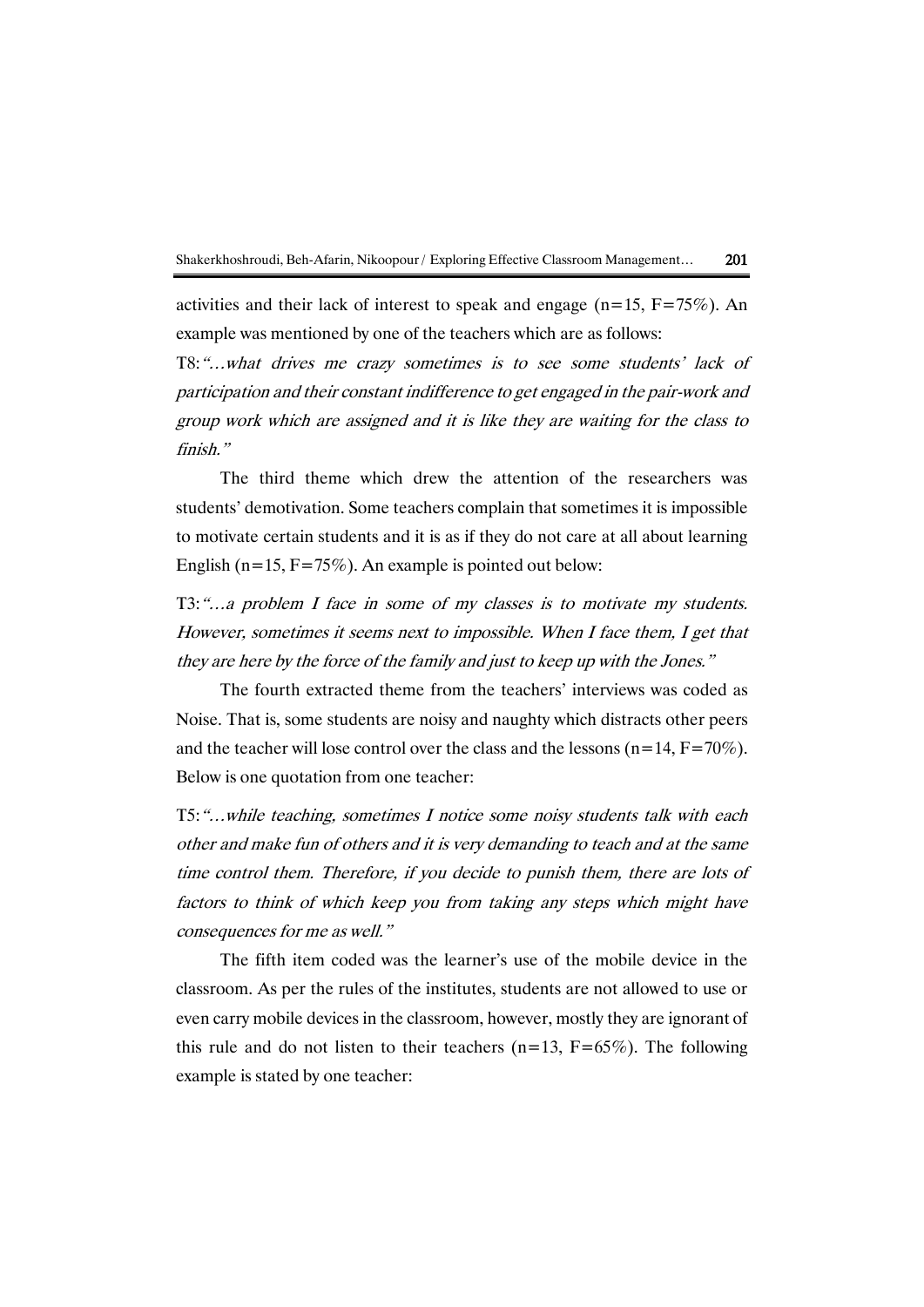activities and their lack of interest to speak and engage (n=15, F=75%). An example was mentioned by one of the teachers which are as follows:

T8: *"…what drives me crazy sometimes is to see some students' lack of participation and their constant indifference to get engaged in the pair-work and group work which are assigned and it is like they are waiting for the class to finish."*

The third theme which drew the attention of the researchers was students' demotivation. Some teachers complain that sometimes it is impossible to motivate certain students and it is as if they do not care at all about learning English (n=15, F=75%). An example is pointed out below:

T3: *"…a problem I face in some of my classes is to motivate my students. However, sometimes it seems next to impossible. When I face them, I get that they are here by the force of the family and just to keep up with the Jones."*

The fourth extracted theme from the teachers' interviews was coded as Noise. That is, some students are noisy and naughty which distracts other peers and the teacher will lose control over the class and the lessons (n=14, F=70%). Below is one quotation from one teacher:

T5: *"…while teaching, sometimes I notice some noisy students talk with each other and make fun of others and it is very demanding to teach and at the same time control them. Therefore, if you decide to punish them, there are lots of factors to think of which keep you from taking any steps which might have consequences for me as well."*

The fifth item coded was the learner's use of the mobile device in the classroom. As per the rules of the institutes, students are not allowed to use or even carry mobile devices in the classroom, however, mostly they are ignorant of this rule and do not listen to their teachers (n=13, F=65%). The following example is stated by one teacher: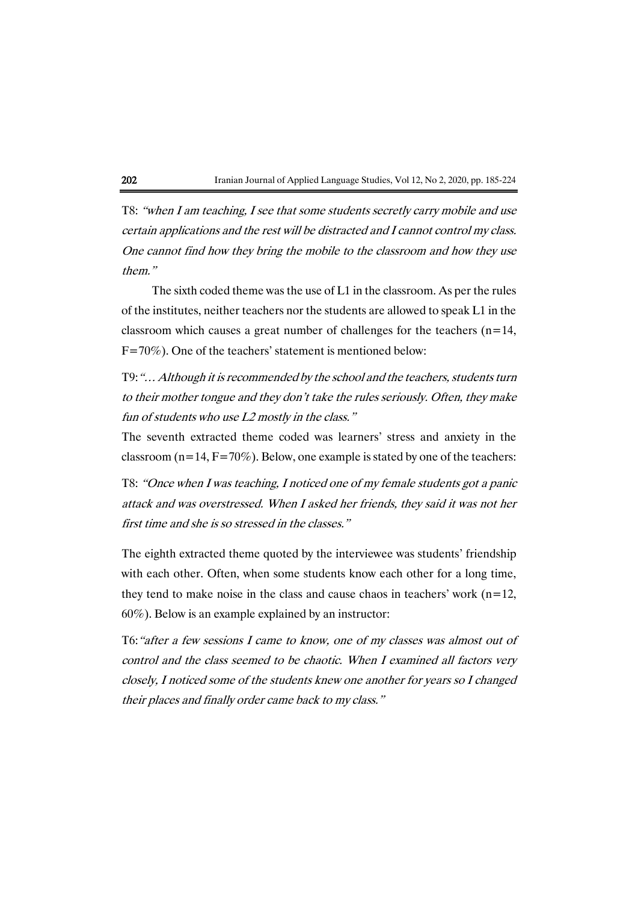T8: *"when I am teaching, I see that some students secretly carry mobile and use certain applications and the rest will be distracted and I cannot control my class. One cannot find how they bring the mobile to the classroom and how they use them."*

The sixth coded theme was the use of L1 in the classroom. As per the rules of the institutes, neither teachers nor the students are allowed to speak L1 in the classroom which causes a great number of challenges for the teachers (n=14, F=70%). One of the teachers' statement is mentioned below:

T9: *"… Although it is recommended by the school and the teachers, students turn to their mother tongue and they don't take the rules seriously. Often, they make fun of students who use L2 mostly in the class."*

The seventh extracted theme coded was learners' stress and anxiety in the classroom (n=14, F=70%). Below, one example is stated by one of the teachers:

T8: *"Once when I was teaching, I noticed one of my female students got a panic attack and was overstressed. When I asked her friends, they said it was not her first time and she is so stressed in the classes."*

The eighth extracted theme quoted by the interviewee was students' friendship with each other. Often, when some students know each other for a long time, they tend to make noise in the class and cause chaos in teachers' work (n=12, 60%). Below is an example explained by an instructor:

T6: *"after a few sessions I came to know, one of my classes was almost out of control and the class seemed to be chaotic. When I examined all factors very closely, I noticed some of the students knew one another for years so I changed their places and finally order came back to my class."*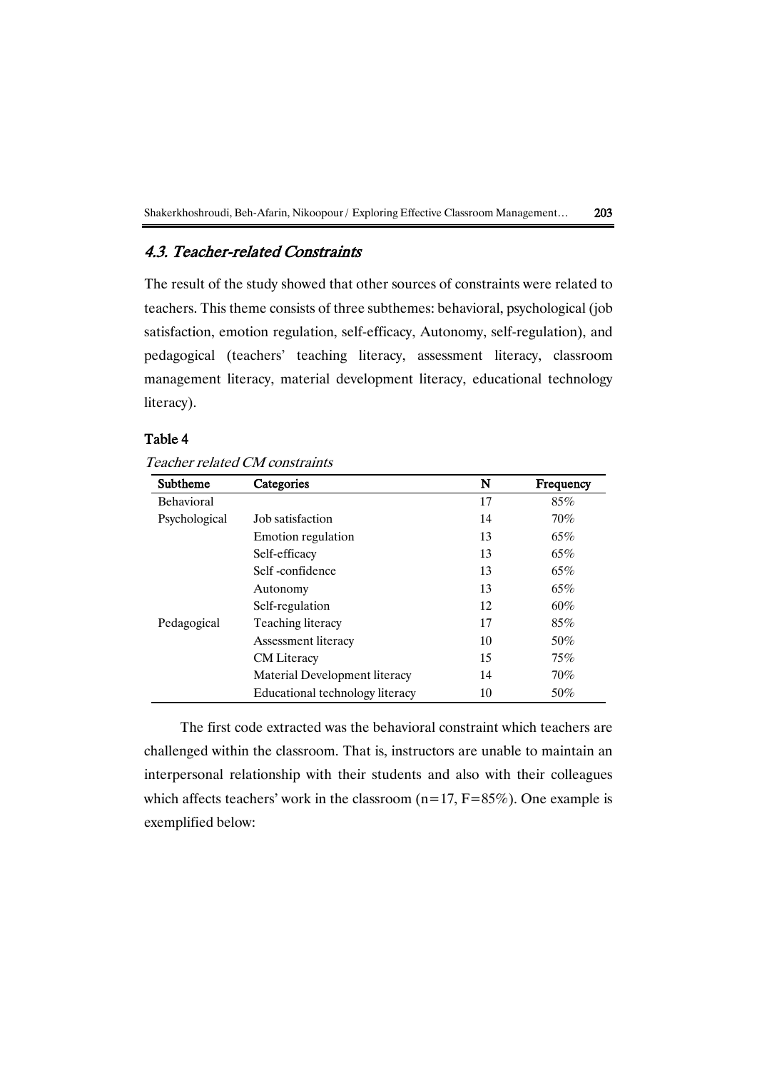## *4.3. Teacher-related Constraints*

The result of the study showed that other sources of constraints were related to teachers. This theme consists of three subthemes: behavioral, psychological (job satisfaction, emotion regulation, self-efficacy, Autonomy, self-regulation), and pedagogical (teachers' teaching literacy, assessment literacy, classroom management literacy, material development literacy, educational technology literacy).

**Table 4**

*Teacher related CM constraints*

| Subtheme | Categories | N | Frequency |
|---|---|---|---|
| Behavioral | | 17 | 85% |
| Psychological | Job satisfaction | 14 | 70% |
| | Emotion regulation | 13 | 65% |
| | Self-efficacy | 13 | 65% |
| | Self -confidence | 13 | 65% |
| | Autonomy | 13 | 65% |
| | Self-regulation | 12 | 60% |
| Pedagogical | Teaching literacy | 17 | 85% |
| | Assessment literacy | 10 | 50% |
| | CM Literacy | 15 | 75% |
| | Material Development literacy | 14 | 70% |
| | Educational technology literacy | 10 | 50% |

The first code extracted was the behavioral constraint which teachers are challenged within the classroom. That is, instructors are unable to maintain an interpersonal relationship with their students and also with their colleagues which affects teachers' work in the classroom (n=17, F=85%). One example is exemplified below: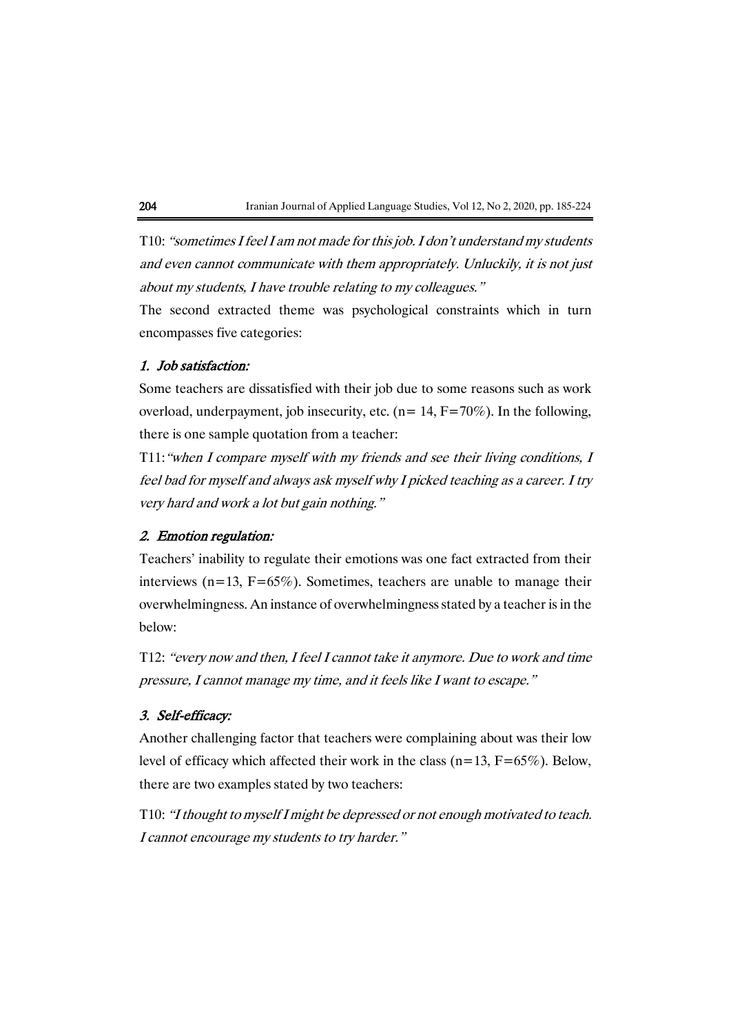T10: *"sometimes I feel I am not made for this job. I don't understand my students and even cannot communicate with them appropriately. Unluckily, it is not just about my students, I have trouble relating to my colleagues."*

The second extracted theme was psychological constraints which in turn encompasses five categories:

### *1. Job satisfaction:*

Some teachers are dissatisfied with their job due to some reasons such as work overload, underpayment, job insecurity, etc. (n= 14, F=70%). In the following, there is one sample quotation from a teacher:

T11: *"when I compare myself with my friends and see their living conditions, I feel bad for myself and always ask myself why I picked teaching as a career. I try very hard and work a lot but gain nothing."*

### *2. Emotion regulation:*

Teachers' inability to regulate their emotions was one fact extracted from their interviews (n=13, F=65%). Sometimes, teachers are unable to manage their overwhelmingness. An instance of overwhelmingness stated by a teacher is in the below:

T12: *"every now and then, I feel I cannot take it anymore. Due to work and time pressure, I cannot manage my time, and it feels like I want to escape."*

### *3. Self-efficacy:*

Another challenging factor that teachers were complaining about was their low level of efficacy which affected their work in the class (n=13, F=65%). Below, there are two examples stated by two teachers:

T10: *"I thought to myself I might be depressed or not enough motivated to teach. I cannot encourage my students to try harder."*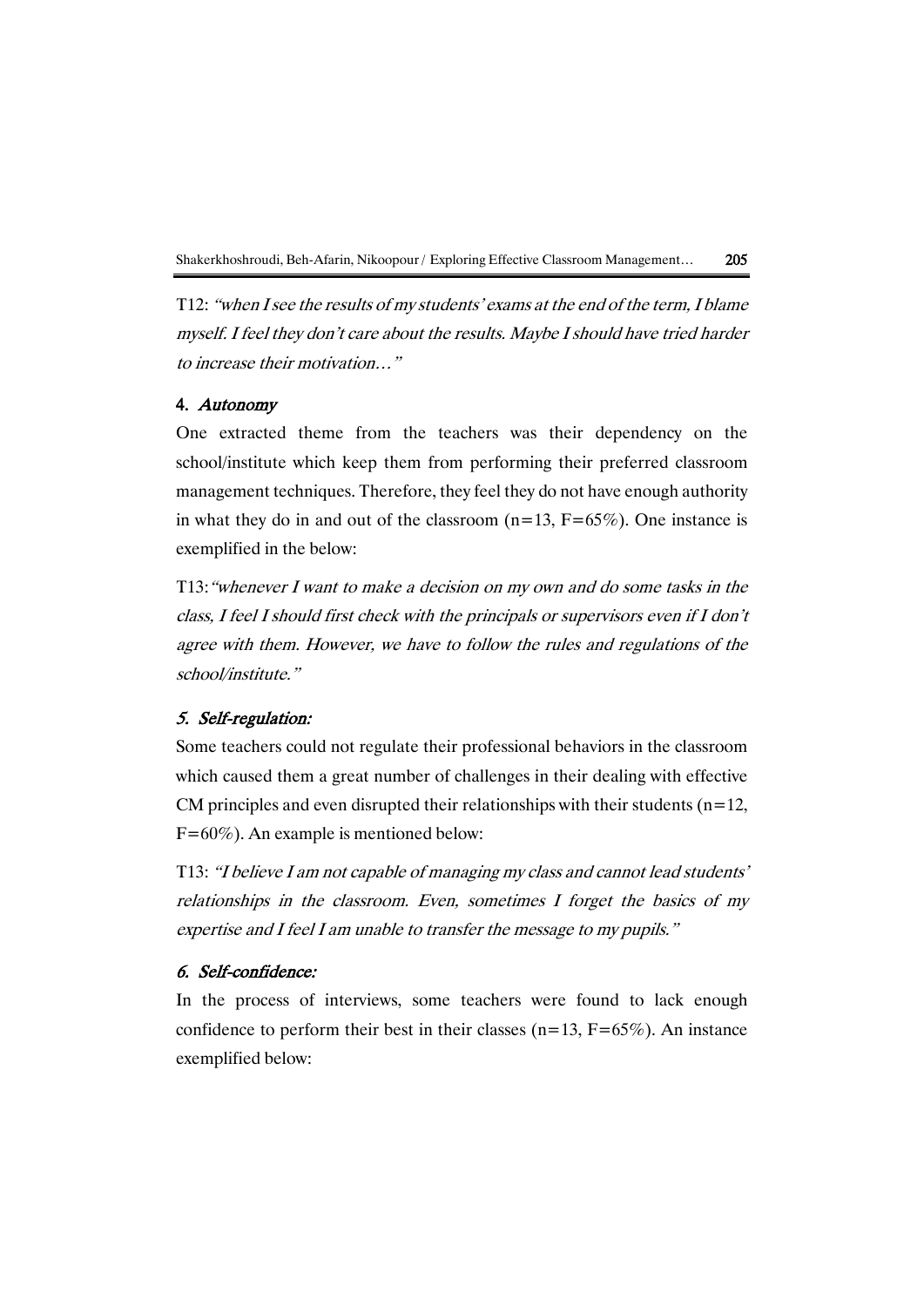T12: *"when I see the results of my students' exams at the end of the term, I blame myself. I feel they don't care about the results. Maybe I should have tried harder to increase their motivation…"*

#### 4. *Autonomy*

One extracted theme from the teachers was their dependency on the school/institute which keep them from performing their preferred classroom management techniques. Therefore, they feel they do not have enough authority in what they do in and out of the classroom (n=13, F=65%). One instance is exemplified in the below:

T13:*"whenever I want to make a decision on my own and do some tasks in the class, I feel I should first check with the principals or supervisors even if I don't agree with them. However, we have to follow the rules and regulations of the school/institute."*

#### *5. Self-regulation:*

Some teachers could not regulate their professional behaviors in the classroom which caused them a great number of challenges in their dealing with effective CM principles and even disrupted their relationships with their students (n=12, F=60%). An example is mentioned below:

T13: *"I believe I am not capable of managing my class and cannot lead students' relationships in the classroom. Even, sometimes I forget the basics of my expertise and I feel I am unable to transfer the message to my pupils."*

#### *6. Self-confidence:*

In the process of interviews, some teachers were found to lack enough confidence to perform their best in their classes (n=13, F=65%). An instance exemplified below: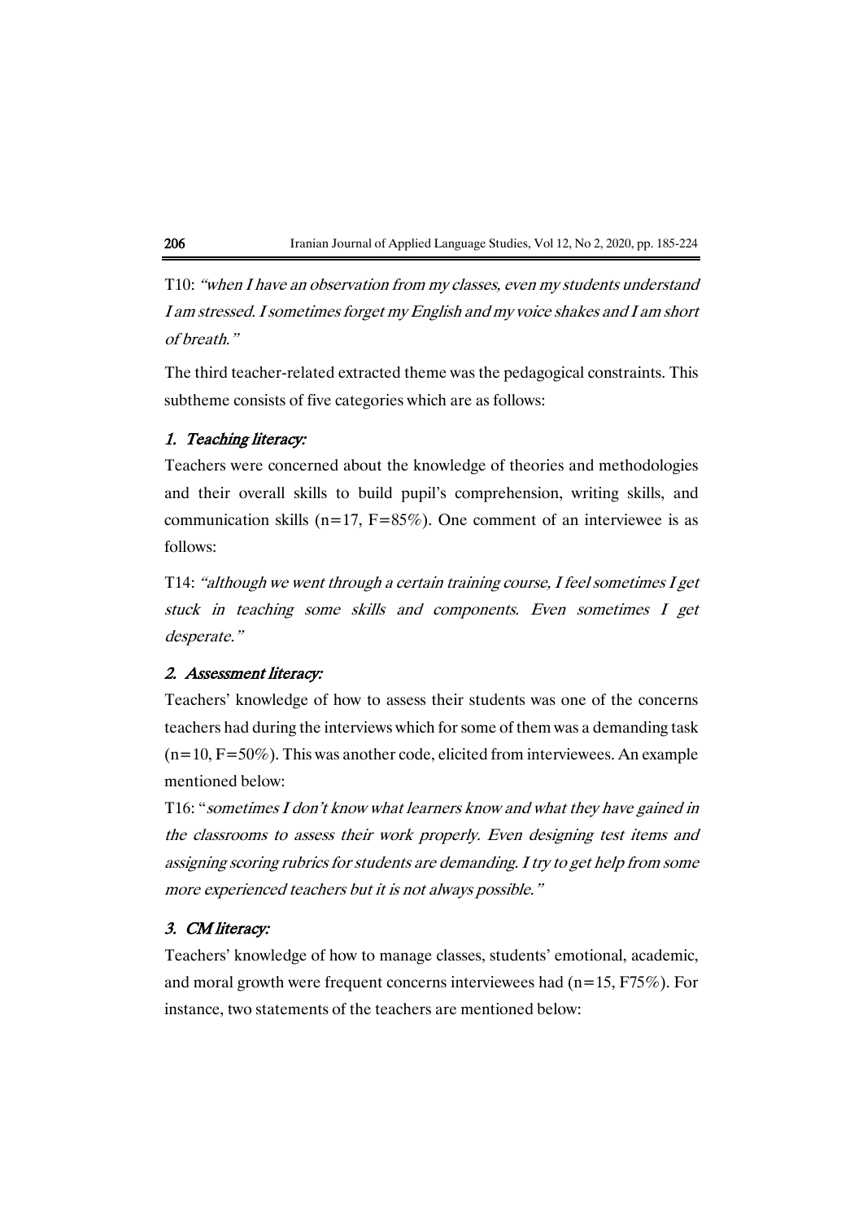T10: *"when I have an observation from my classes, even my students understand I am stressed. I sometimes forget my English and my voice shakes and I am short of breath."*

The third teacher-related extracted theme was the pedagogical constraints. This subtheme consists of five categories which are as follows:

### *1. Teaching literacy:*

Teachers were concerned about the knowledge of theories and methodologies and their overall skills to build pupil's comprehension, writing skills, and communication skills (n=17, F=85%). One comment of an interviewee is as follows:

T14: *"although we went through a certain training course, I feel sometimes I get stuck in teaching some skills and components. Even sometimes I get desperate."*

### *2. Assessment literacy:*

Teachers' knowledge of how to assess their students was one of the concerns teachers had during the interviews which for some of them was a demanding task (n=10, F=50%). This was another code, elicited from interviewees. An example mentioned below:

T16: "*sometimes I don't know what learners know and what they have gained in the classrooms to assess their work properly. Even designing test items and assigning scoring rubrics for students are demanding. I try to get help from some more experienced teachers but it is not always possible."*

### *3. CM literacy:*

Teachers' knowledge of how to manage classes, students' emotional, academic, and moral growth were frequent concerns interviewees had (n=15, F75%). For instance, two statements of the teachers are mentioned below: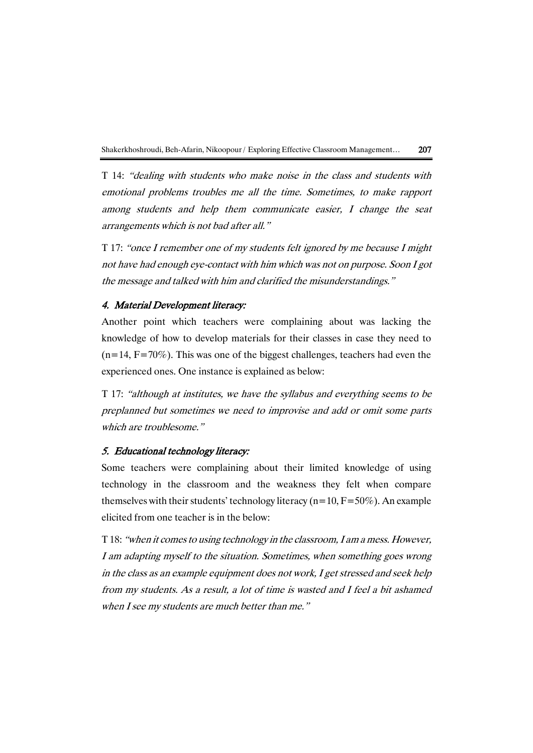T 14: *"dealing with students who make noise in the class and students with emotional problems troubles me all the time. Sometimes, to make rapport among students and help them communicate easier, I change the seat arrangements which is not bad after all."*

T 17: *"once I remember one of my students felt ignored by me because I might not have had enough eye-contact with him which was not on purpose. Soon I got the message and talked with him and clarified the misunderstandings."*

### *4. Material Development literacy:*

Another point which teachers were complaining about was lacking the knowledge of how to develop materials for their classes in case they need to (n=14, F=70%). This was one of the biggest challenges, teachers had even the experienced ones. One instance is explained as below:

T 17: *"although at institutes, we have the syllabus and everything seems to be preplanned but sometimes we need to improvise and add or omit some parts which are troublesome."*

### *5. Educational technology literacy:*

Some teachers were complaining about their limited knowledge of using technology in the classroom and the weakness they felt when compare themselves with their students' technology literacy (n=10, F=50%). An example elicited from one teacher is in the below:

T 18: *"when it comes to using technology in the classroom, I am a mess. However, I am adapting myself to the situation. Sometimes, when something goes wrong in the class as an example equipment does not work, I get stressed and seek help from my students. As a result, a lot of time is wasted and I feel a bit ashamed when I see my students are much better than me."*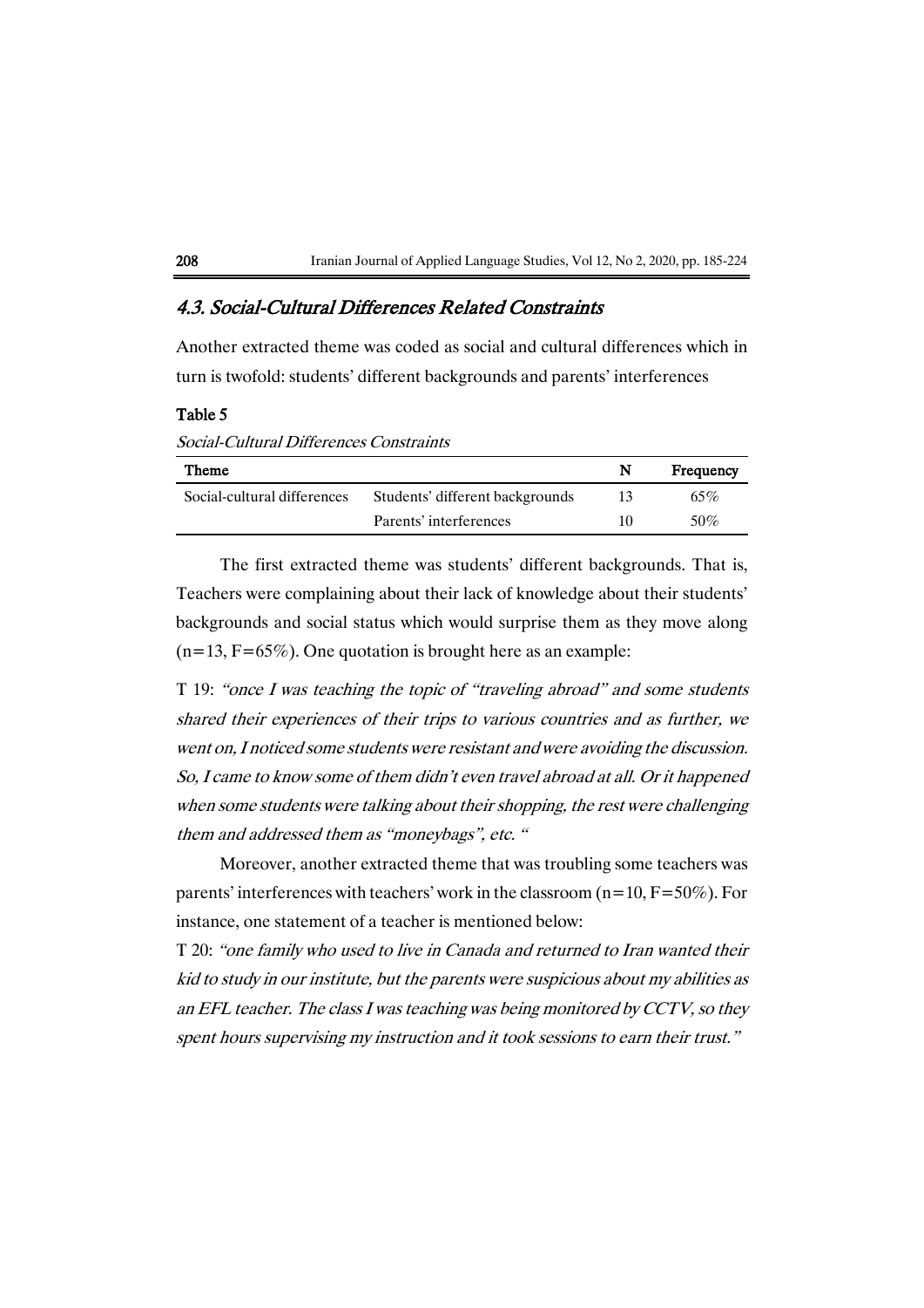## *4.3. Social-Cultural Differences Related Constraints*

Another extracted theme was coded as social and cultural differences which in turn is twofold: students' different backgrounds and parents' interferences

**Table 5**

*Social-Cultural Differences Constraints*

| Theme | | N | Frequency |
|---|---|---|---|
| Social-cultural differences | Students' different backgrounds | 13 | 65% |
| | Parents' interferences | 10 | 50% |

The first extracted theme was students' different backgrounds. That is, Teachers were complaining about their lack of knowledge about their students' backgrounds and social status which would surprise them as they move along (n=13, F=65%). One quotation is brought here as an example:

T 19: *"once I was teaching the topic of "traveling abroad" and some students shared their experiences of their trips to various countries and as further, we went on, I noticed some students were resistant and were avoiding the discussion. So, I came to know some of them didn't even travel abroad at all. Or it happened when some students were talking about their shopping, the rest were challenging them and addressed them as "moneybags", etc. "*

Moreover, another extracted theme that was troubling some teachers was parents' interferences with teachers' work in the classroom (n=10, F=50%). For instance, one statement of a teacher is mentioned below:

T 20: *"one family who used to live in Canada and returned to Iran wanted their kid to study in our institute, but the parents were suspicious about my abilities as an EFL teacher. The class I was teaching was being monitored by CCTV, so they spent hours supervising my instruction and it took sessions to earn their trust."*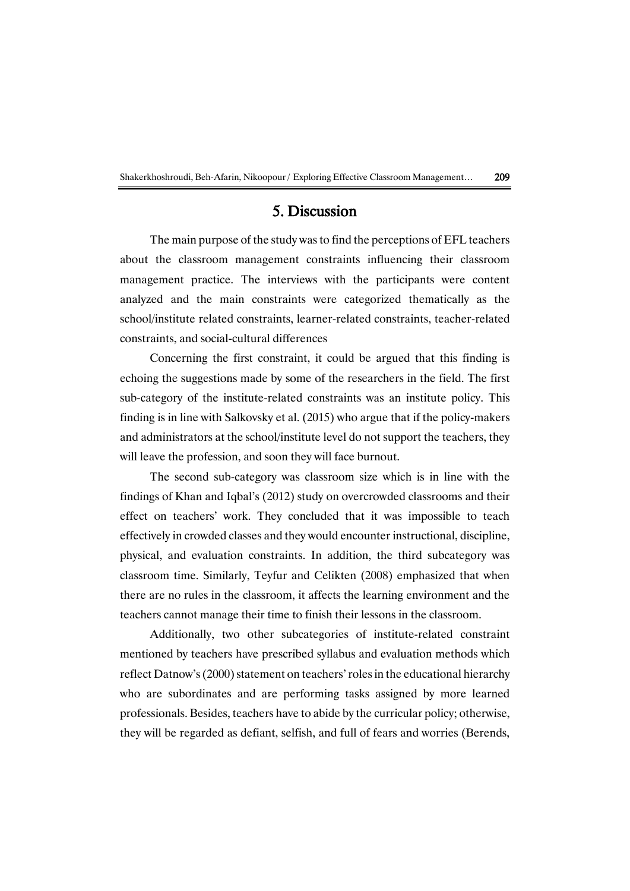## 5. Discussion

The main purpose of the study was to find the perceptions of EFL teachers about the classroom management constraints influencing their classroom management practice. The interviews with the participants were content analyzed and the main constraints were categorized thematically as the school/institute related constraints, learner-related constraints, teacher-related constraints, and social-cultural differences

Concerning the first constraint, it could be argued that this finding is echoing the suggestions made by some of the researchers in the field. The first sub-category of the institute-related constraints was an institute policy. This finding is in line with Salkovsky et al. (2015) who argue that if the policy-makers and administrators at the school/institute level do not support the teachers, they will leave the profession, and soon they will face burnout.

The second sub-category was classroom size which is in line with the findings of Khan and Iqbal's (2012) study on overcrowded classrooms and their effect on teachers' work. They concluded that it was impossible to teach effectively in crowded classes and they would encounter instructional, discipline, physical, and evaluation constraints. In addition, the third subcategory was classroom time. Similarly, Teyfur and Celikten (2008) emphasized that when there are no rules in the classroom, it affects the learning environment and the teachers cannot manage their time to finish their lessons in the classroom.

Additionally, two other subcategories of institute-related constraint mentioned by teachers have prescribed syllabus and evaluation methods which reflect Datnow's (2000) statement on teachers' roles in the educational hierarchy who are subordinates and are performing tasks assigned by more learned professionals. Besides, teachers have to abide by the curricular policy; otherwise, they will be regarded as defiant, selfish, and full of fears and worries (Berends,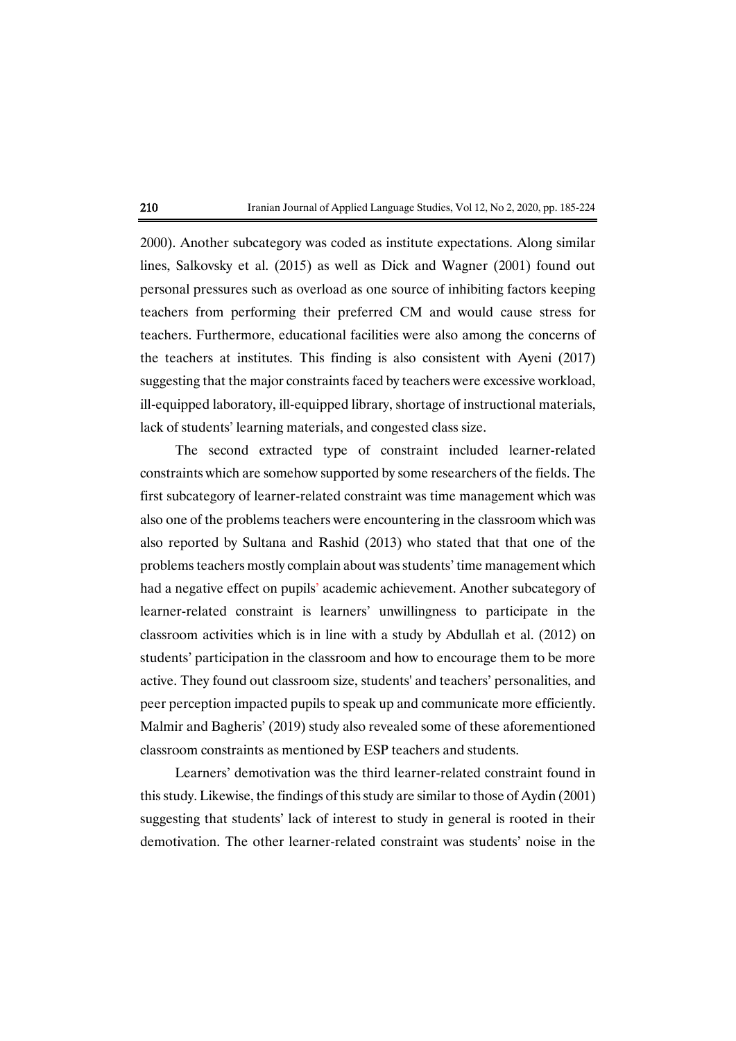2000). Another subcategory was coded as institute expectations. Along similar lines, Salkovsky et al. (2015) as well as Dick and Wagner (2001) found out personal pressures such as overload as one source of inhibiting factors keeping teachers from performing their preferred CM and would cause stress for teachers. Furthermore, educational facilities were also among the concerns of the teachers at institutes. This finding is also consistent with Ayeni (2017) suggesting that the major constraints faced by teachers were excessive workload, ill-equipped laboratory, ill-equipped library, shortage of instructional materials, lack of students' learning materials, and congested class size.

The second extracted type of constraint included learner-related constraints which are somehow supported by some researchers of the fields. The first subcategory of learner-related constraint was time management which was also one of the problems teachers were encountering in the classroom which was also reported by Sultana and Rashid (2013) who stated that that one of the problems teachers mostly complain about was students' time management which had a negative effect on pupils' academic achievement. Another subcategory of learner-related constraint is learners' unwillingness to participate in the classroom activities which is in line with a study by Abdullah et al. (2012) on students' participation in the classroom and how to encourage them to be more active. They found out classroom size, students' and teachers' personalities, and peer perception impacted pupils to speak up and communicate more efficiently. Malmir and Bagheris' (2019) study also revealed some of these aforementioned classroom constraints as mentioned by ESP teachers and students.

Learners' demotivation was the third learner-related constraint found in this study. Likewise, the findings of this study are similar to those of Aydin (2001) suggesting that students' lack of interest to study in general is rooted in their demotivation. The other learner-related constraint was students' noise in the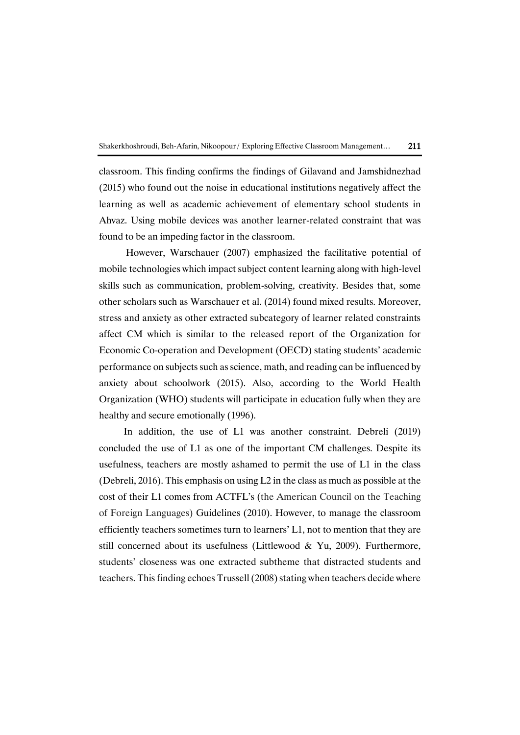classroom. This finding confirms the findings of Gilavand and Jamshidnezhad (2015) who found out the noise in educational institutions negatively affect the learning as well as academic achievement of elementary school students in Ahvaz. Using mobile devices was another learner-related constraint that was found to be an impeding factor in the classroom.

However, Warschauer (2007) emphasized the facilitative potential of mobile technologies which impact subject content learning along with high-level skills such as communication, problem-solving, creativity. Besides that, some other scholars such as Warschauer et al. (2014) found mixed results. Moreover, stress and anxiety as other extracted subcategory of learner related constraints affect CM which is similar to the released report of the Organization for Economic Co-operation and Development (OECD) stating students' academic performance on subjects such as science, math, and reading can be influenced by anxiety about schoolwork (2015). Also, according to the World Health Organization (WHO) students will participate in education fully when they are healthy and secure emotionally (1996).

In addition, the use of L1 was another constraint. Debreli (2019) concluded the use of L1 as one of the important CM challenges. Despite its usefulness, teachers are mostly ashamed to permit the use of L1 in the class (Debreli, 2016). This emphasis on using L2 in the class as much as possible at the cost of their L1 comes from ACTFL's (the American Council on the Teaching of Foreign Languages) Guidelines (2010). However, to manage the classroom efficiently teachers sometimes turn to learners' L1, not to mention that they are still concerned about its usefulness (Littlewood & Yu, 2009). Furthermore, students' closeness was one extracted subtheme that distracted students and teachers. This finding echoes Trussell (2008) stating when teachers decide where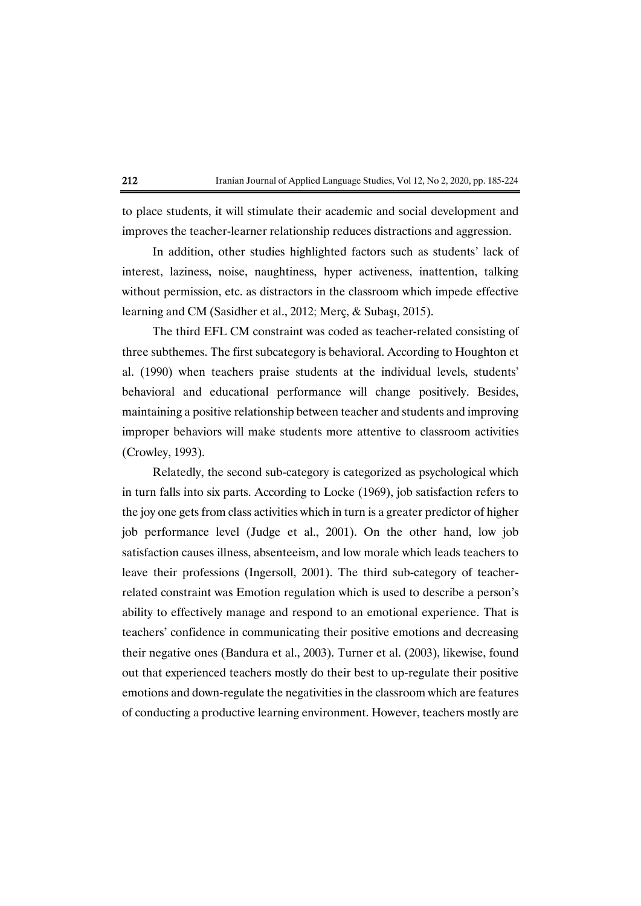to place students, it will stimulate their academic and social development and improves the teacher-learner relationship reduces distractions and aggression.

In addition, other studies highlighted factors such as students' lack of interest, laziness, noise, naughtiness, hyper activeness, inattention, talking without permission, etc. as distractors in the classroom which impede effective learning and CM (Sasidher et al., 2012; Merç, & Subaşı, 2015).

The third EFL CM constraint was coded as teacher-related consisting of three subthemes. The first subcategory is behavioral. According to Houghton et al. (1990) when teachers praise students at the individual levels, students' behavioral and educational performance will change positively. Besides, maintaining a positive relationship between teacher and students and improving improper behaviors will make students more attentive to classroom activities (Crowley, 1993).

Relatedly, the second sub-category is categorized as psychological which in turn falls into six parts. According to Locke (1969), job satisfaction refers to the joy one gets from class activities which in turn is a greater predictor of higher job performance level (Judge et al., 2001). On the other hand, low job satisfaction causes illness, absenteeism, and low morale which leads teachers to leave their professions (Ingersoll, 2001). The third sub-category of teacher-related constraint was Emotion regulation which is used to describe a person's ability to effectively manage and respond to an emotional experience. That is teachers' confidence in communicating their positive emotions and decreasing their negative ones (Bandura et al., 2003). Turner et al. (2003), likewise, found out that experienced teachers mostly do their best to up-regulate their positive emotions and down-regulate the negativities in the classroom which are features of conducting a productive learning environment. However, teachers mostly are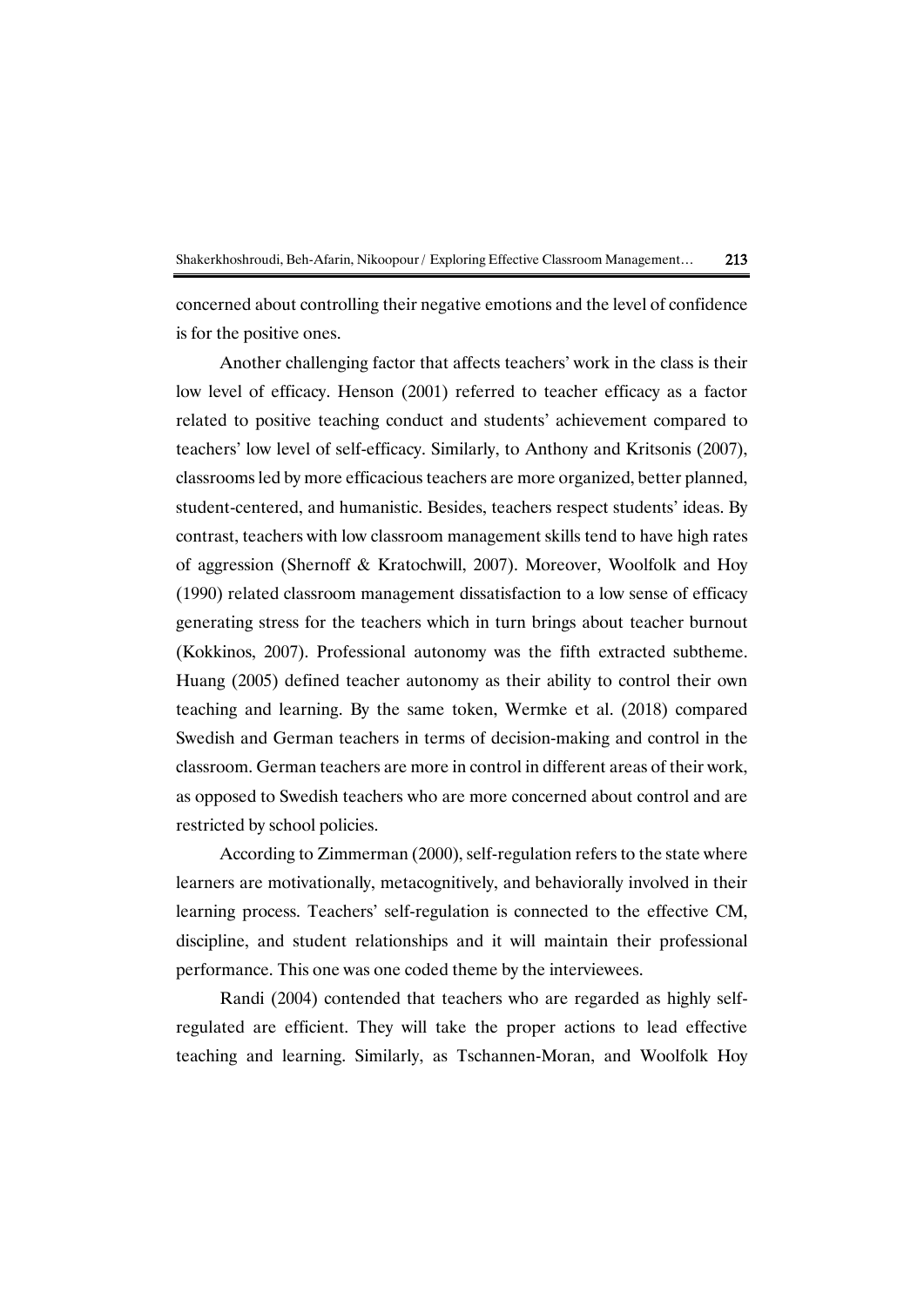concerned about controlling their negative emotions and the level of confidence is for the positive ones.

Another challenging factor that affects teachers' work in the class is their low level of efficacy. Henson (2001) referred to teacher efficacy as a factor related to positive teaching conduct and students' achievement compared to teachers' low level of self-efficacy. Similarly, to Anthony and Kritsonis (2007), classrooms led by more efficacious teachers are more organized, better planned, student-centered, and humanistic. Besides, teachers respect students' ideas. By contrast, teachers with low classroom management skills tend to have high rates of aggression (Shernoff & Kratochwill, 2007). Moreover, Woolfolk and Hoy (1990) related classroom management dissatisfaction to a low sense of efficacy generating stress for the teachers which in turn brings about teacher burnout (Kokkinos, 2007). Professional autonomy was the fifth extracted subtheme. Huang (2005) defined teacher autonomy as their ability to control their own teaching and learning. By the same token, Wermke et al. (2018) compared Swedish and German teachers in terms of decision-making and control in the classroom. German teachers are more in control in different areas of their work, as opposed to Swedish teachers who are more concerned about control and are restricted by school policies.

According to Zimmerman (2000), self-regulation refers to the state where learners are motivationally, metacognitively, and behaviorally involved in their learning process. Teachers' self-regulation is connected to the effective CM, discipline, and student relationships and it will maintain their professional performance. This one was one coded theme by the interviewees.

Randi (2004) contended that teachers who are regarded as highly self-regulated are efficient. They will take the proper actions to lead effective teaching and learning. Similarly, as Tschannen-Moran, and Woolfolk Hoy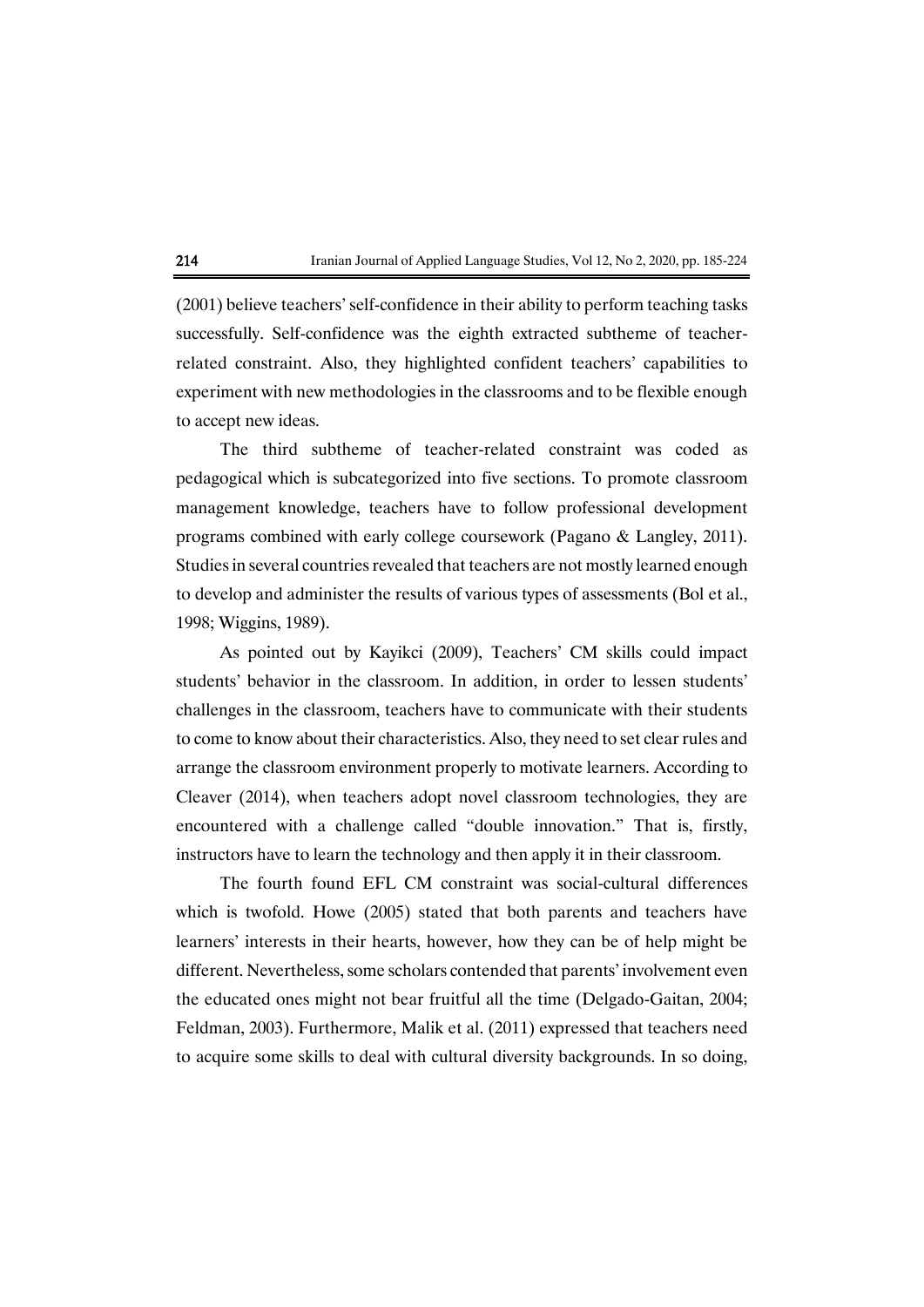(2001) believe teachers' self-confidence in their ability to perform teaching tasks successfully. Self-confidence was the eighth extracted subtheme of teacher-related constraint. Also, they highlighted confident teachers' capabilities to experiment with new methodologies in the classrooms and to be flexible enough to accept new ideas.

The third subtheme of teacher-related constraint was coded as pedagogical which is subcategorized into five sections. To promote classroom management knowledge, teachers have to follow professional development programs combined with early college coursework (Pagano & Langley, 2011). Studies in several countries revealed that teachers are not mostly learned enough to develop and administer the results of various types of assessments (Bol et al., 1998; Wiggins, 1989).

As pointed out by Kayikci (2009), Teachers' CM skills could impact students' behavior in the classroom. In addition, in order to lessen students' challenges in the classroom, teachers have to communicate with their students to come to know about their characteristics. Also, they need to set clear rules and arrange the classroom environment properly to motivate learners. According to Cleaver (2014), when teachers adopt novel classroom technologies, they are encountered with a challenge called "double innovation." That is, firstly, instructors have to learn the technology and then apply it in their classroom.

The fourth found EFL CM constraint was social-cultural differences which is twofold. Howe (2005) stated that both parents and teachers have learners' interests in their hearts, however, how they can be of help might be different. Nevertheless, some scholars contended that parents' involvement even the educated ones might not bear fruitful all the time (Delgado-Gaitan, 2004; Feldman, 2003). Furthermore, Malik et al. (2011) expressed that teachers need to acquire some skills to deal with cultural diversity backgrounds. In so doing,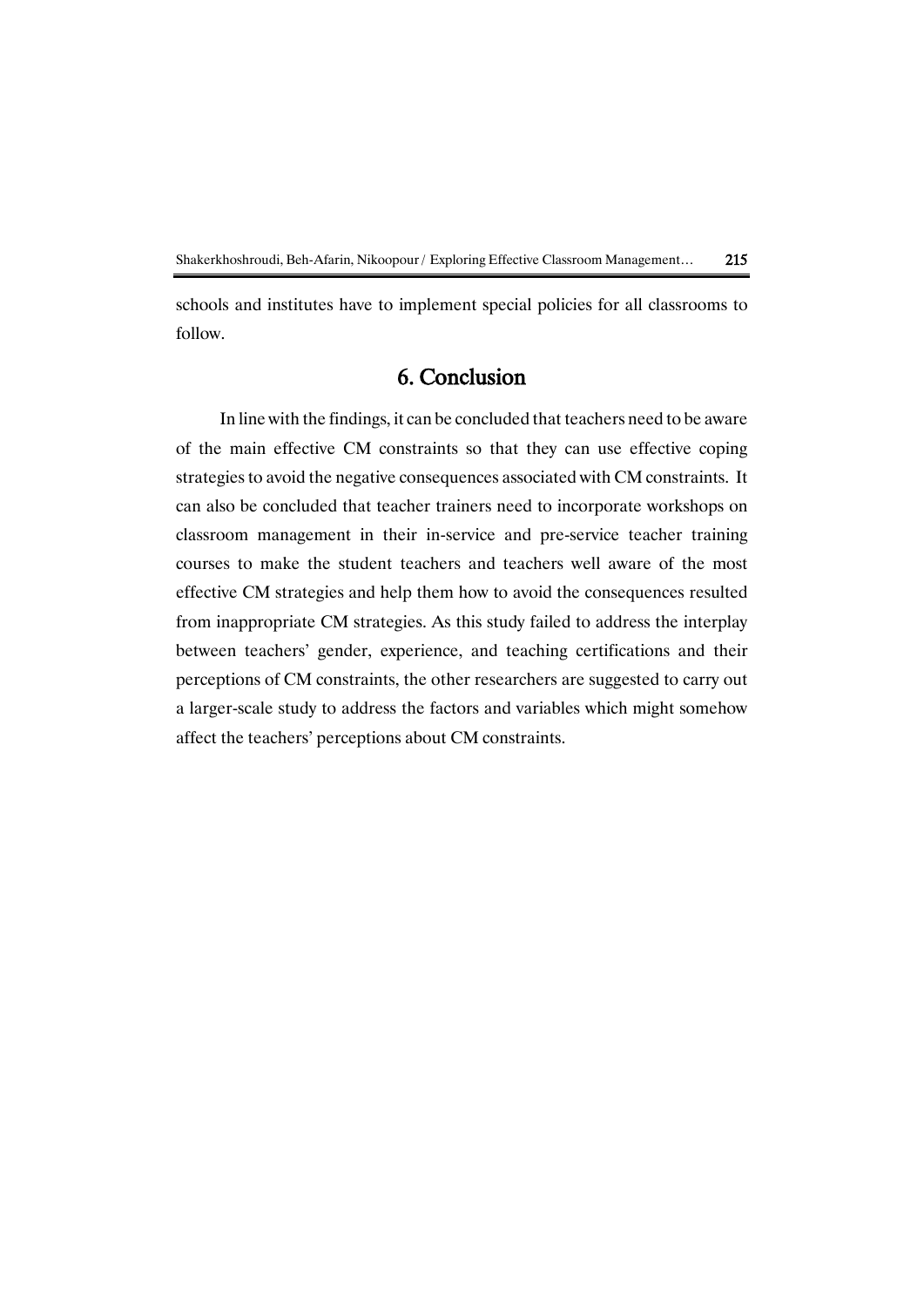schools and institutes have to implement special policies for all classrooms to follow.

## 6. Conclusion

In line with the findings, it can be concluded that teachers need to be aware of the main effective CM constraints so that they can use effective coping strategies to avoid the negative consequences associated with CM constraints. It can also be concluded that teacher trainers need to incorporate workshops on classroom management in their in-service and pre-service teacher training courses to make the student teachers and teachers well aware of the most effective CM strategies and help them how to avoid the consequences resulted from inappropriate CM strategies. As this study failed to address the interplay between teachers' gender, experience, and teaching certifications and their perceptions of CM constraints, the other researchers are suggested to carry out a larger-scale study to address the factors and variables which might somehow affect the teachers' perceptions about CM constraints.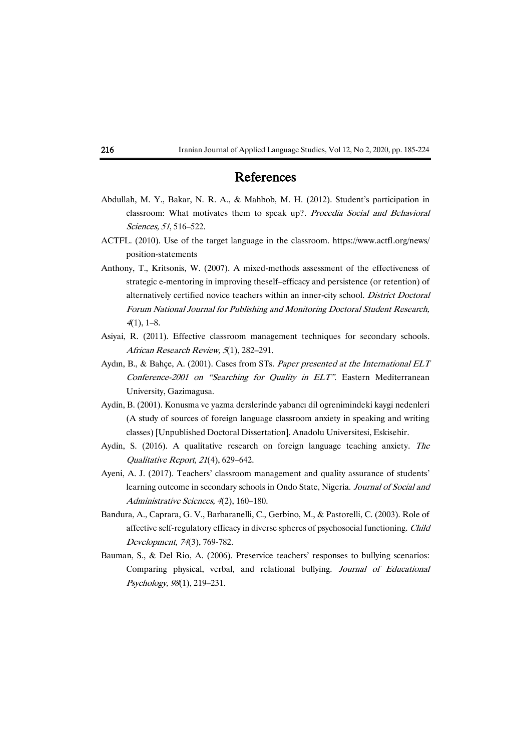# References

Abdullah, M. Y., Bakar, N. R. A., & Mahbob, M. H. (2012). Student's participation in classroom: What motivates them to speak up?. *Procedia Social and Behavioral Sciences, 51*, 516–522.

ACTFL. (2010). Use of the target language in the classroom. https://www.actfl.org/news/position-statements

Anthony, T., Kritsonis, W. (2007). A mixed-methods assessment of the effectiveness of strategic e-mentoring in improving theself–efficacy and persistence (or retention) of alternatively certified novice teachers within an inner-city school. *District Doctoral Forum National Journal for Publishing and Monitoring Doctoral Student Research, 4*(1), 1–8.

Asiyai, R. (2011). Effective classroom management techniques for secondary schools. *African Research Review, 5*(1), 282–291.

Aydın, B., & Bahçe, A. (2001). Cases from STs. *Paper presented at the International ELT Conference-2001 on "Searching for Quality in ELT".* Eastern Mediterranean University, Gazimagusa.

Aydin, B. (2001). Konusma ve yazma derslerinde yabancı dil ogrenimindeki kaygi nedenleri (A study of sources of foreign language classroom anxiety in speaking and writing classes) [Unpublished Doctoral Dissertation]. Anadolu Universitesi, Eskisehir.

Aydin, S. (2016). A qualitative research on foreign language teaching anxiety. *The Qualitative Report, 21*(4), 629–642.

Ayeni, A. J. (2017). Teachers' classroom management and quality assurance of students' learning outcome in secondary schools in Ondo State, Nigeria. *Journal of Social and Administrative Sciences, 4*(2), 160–180.

Bandura, A., Caprara, G. V., Barbaranelli, C., Gerbino, M., & Pastorelli, C. (2003). Role of affective self-regulatory efficacy in diverse spheres of psychosocial functioning. *Child Development, 74*(3), 769-782.

Bauman, S., & Del Rio, A. (2006). Preservice teachers' responses to bullying scenarios: Comparing physical, verbal, and relational bullying. *Journal of Educational Psychology, 98*(1), 219–231.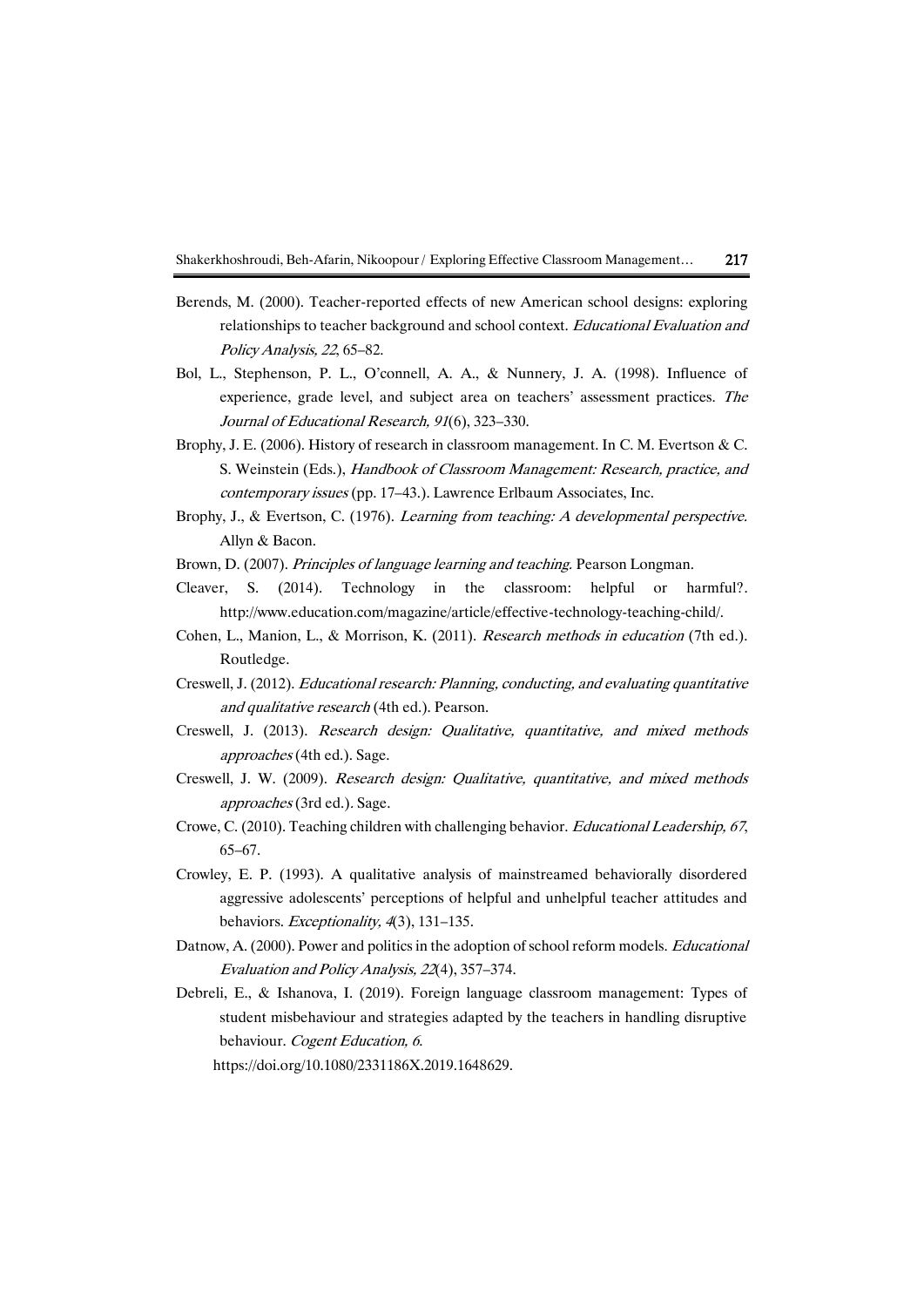Berends, M. (2000). Teacher-reported effects of new American school designs: exploring relationships to teacher background and school context. *Educational Evaluation and Policy Analysis, 22*, 65–82.

Bol, L., Stephenson, P. L., O'connell, A. A., & Nunnery, J. A. (1998). Influence of experience, grade level, and subject area on teachers' assessment practices. *The Journal of Educational Research, 91*(6), 323–330.

Brophy, J. E. (2006). History of research in classroom management. In C. M. Evertson & C. S. Weinstein (Eds.), *Handbook of Classroom Management: Research, practice, and contemporary issues* (pp. 17–43.). Lawrence Erlbaum Associates, Inc.

Brophy, J., & Evertson, C. (1976). *Learning from teaching: A developmental perspective*. Allyn & Bacon.

Brown, D. (2007). *Principles of language learning and teaching*. Pearson Longman.

Cleaver, S. (2014). Technology in the classroom: helpful or harmful?. http://www.education.com/magazine/article/effective-technology-teaching-child/.

Cohen, L., Manion, L., & Morrison, K. (2011). *Research methods in education* (7th ed.). Routledge.

Creswell, J. (2012). *Educational research: Planning, conducting, and evaluating quantitative and qualitative research* (4th ed.). Pearson.

Creswell, J. (2013). *Research design: Qualitative, quantitative, and mixed methods approaches* (4th ed.). Sage.

Creswell, J. W. (2009). *Research design: Qualitative, quantitative, and mixed methods approaches* (3rd ed.). Sage.

Crowe, C. (2010). Teaching children with challenging behavior. *Educational Leadership, 67*, 65–67.

Crowley, E. P. (1993). A qualitative analysis of mainstreamed behaviorally disordered aggressive adolescents' perceptions of helpful and unhelpful teacher attitudes and behaviors. *Exceptionality, 4*(3), 131–135.

Datnow, A. (2000). Power and politics in the adoption of school reform models. *Educational Evaluation and Policy Analysis, 22*(4), 357–374.

Debreli, E., & Ishanova, I. (2019). Foreign language classroom management: Types of student misbehaviour and strategies adapted by the teachers in handling disruptive behaviour. *Cogent Education, 6*. https://doi.org/10.1080/2331186X.2019.1648629.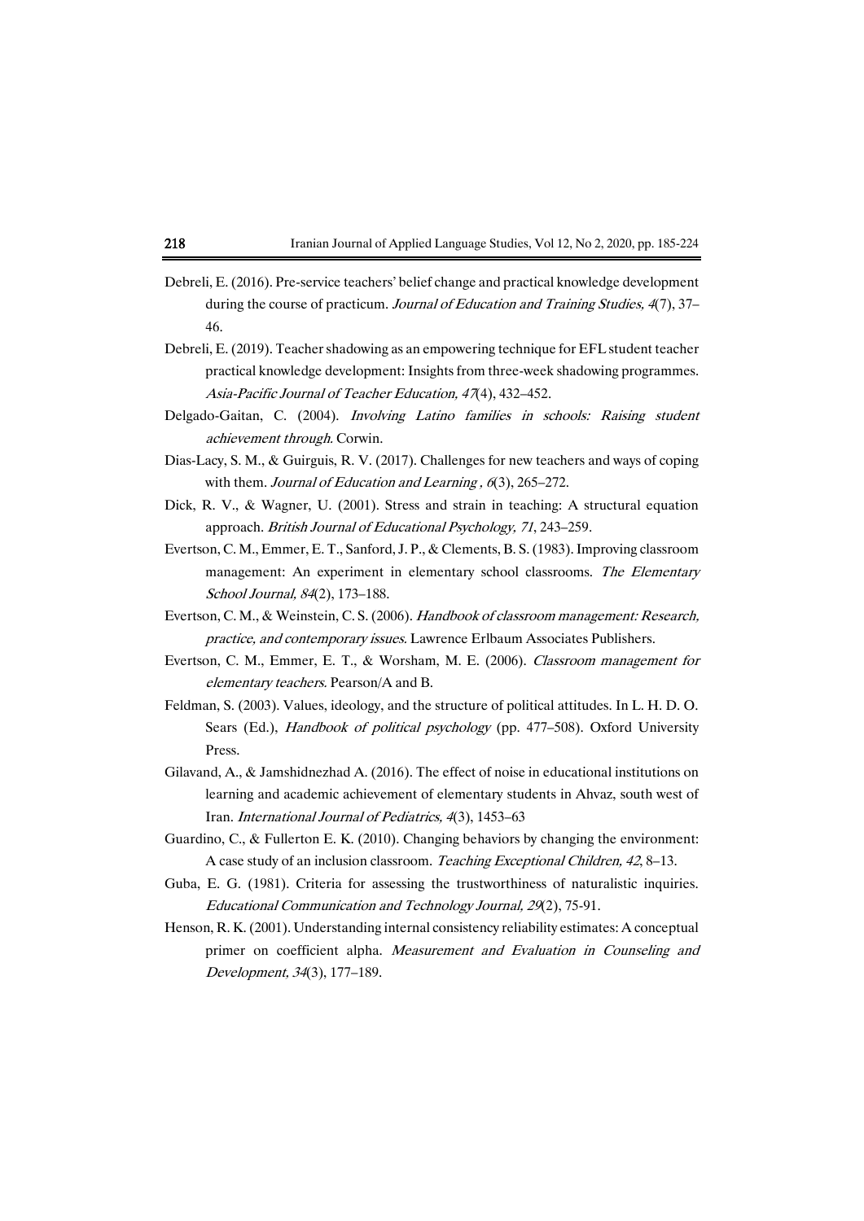Debreli, E. (2016). Pre-service teachers' belief change and practical knowledge development during the course of practicum. *Journal of Education and Training Studies, 4*(7), 37–46.

Debreli, E. (2019). Teacher shadowing as an empowering technique for EFL student teacher practical knowledge development: Insights from three-week shadowing programmes. *Asia-Pacific Journal of Teacher Education, 47*(4), 432–452.

Delgado-Gaitan, C. (2004). *Involving Latino families in schools: Raising student achievement through.* Corwin.

Dias-Lacy, S. M., & Guirguis, R. V. (2017). Challenges for new teachers and ways of coping with them. *Journal of Education and Learning , 6*(3), 265–272.

Dick, R. V., & Wagner, U. (2001). Stress and strain in teaching: A structural equation approach. *British Journal of Educational Psychology, 71*, 243–259.

Evertson, C. M., Emmer, E. T., Sanford, J. P., & Clements, B. S. (1983). Improving classroom management: An experiment in elementary school classrooms. *The Elementary School Journal, 84*(2), 173–188.

Evertson, C. M., & Weinstein, C. S. (2006). *Handbook of classroom management: Research, practice, and contemporary issues.* Lawrence Erlbaum Associates Publishers.

Evertson, C. M., Emmer, E. T., & Worsham, M. E. (2006). *Classroom management for elementary teachers.* Pearson/A and B.

Feldman, S. (2003). Values, ideology, and the structure of political attitudes. In L. H. D. O. Sears (Ed.), *Handbook of political psychology* (pp. 477–508). Oxford University Press.

Gilavand, A., & Jamshidnezhad A. (2016). The effect of noise in educational institutions on learning and academic achievement of elementary students in Ahvaz, south west of Iran. *International Journal of Pediatrics, 4*(3), 1453–63

Guardino, C., & Fullerton E. K. (2010). Changing behaviors by changing the environment: A case study of an inclusion classroom. *Teaching Exceptional Children, 42*, 8–13.

Guba, E. G. (1981). Criteria for assessing the trustworthiness of naturalistic inquiries. *Educational Communication and Technology Journal, 29*(2), 75-91.

Henson, R. K. (2001). Understanding internal consistency reliability estimates: A conceptual primer on coefficient alpha. *Measurement and Evaluation in Counseling and Development, 34*(3), 177–189.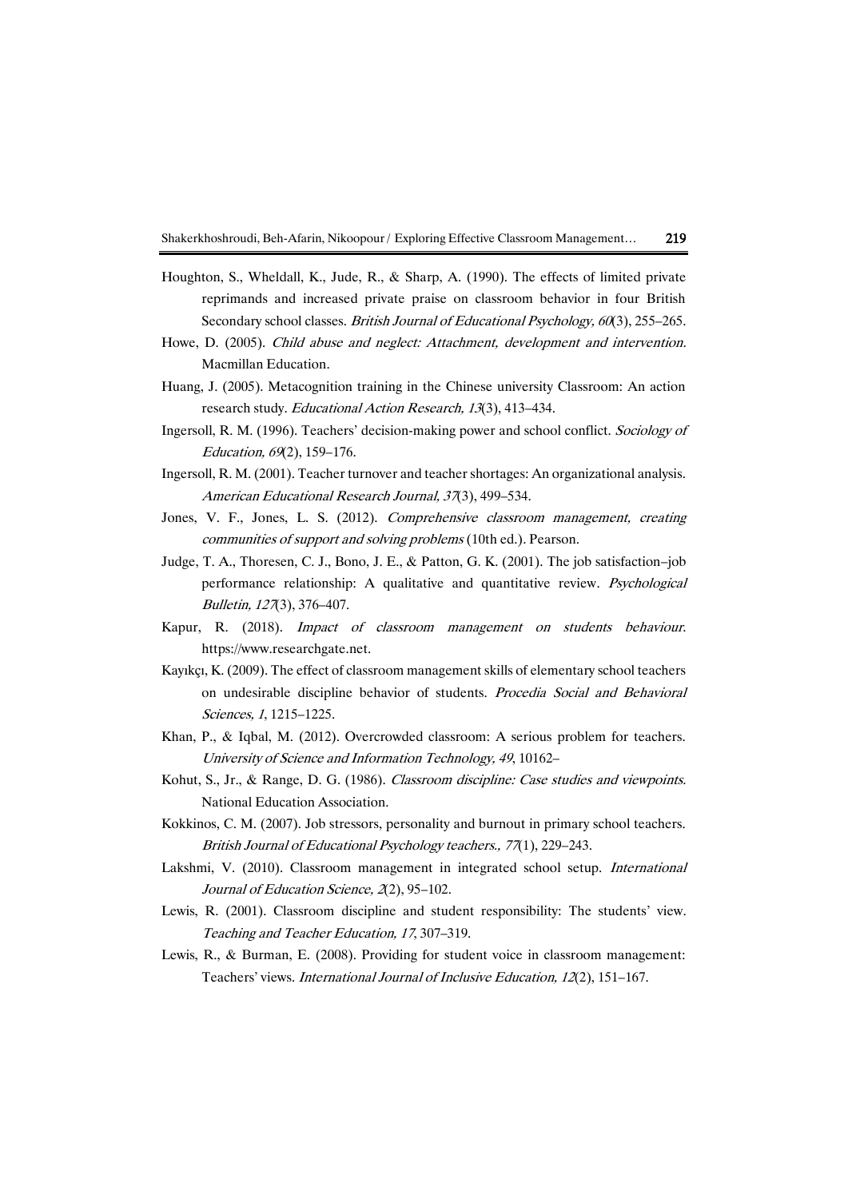Houghton, S., Wheldall, K., Jude, R., & Sharp, A. (1990). The effects of limited private reprimands and increased private praise on classroom behavior in four British Secondary school classes. *British Journal of Educational Psychology, 60*(3), 255–265.

Howe, D. (2005). *Child abuse and neglect: Attachment, development and intervention.* Macmillan Education.

Huang, J. (2005). Metacognition training in the Chinese university Classroom: An action research study. *Educational Action Research, 13*(3), 413–434.

Ingersoll, R. M. (1996). Teachers' decision-making power and school conflict. *Sociology of Education, 69*(2), 159–176.

Ingersoll, R. M. (2001). Teacher turnover and teacher shortages: An organizational analysis. *American Educational Research Journal, 37*(3), 499–534.

Jones, V. F., Jones, L. S. (2012). *Comprehensive classroom management, creating communities of support and solving problems* (10th ed.). Pearson.

Judge, T. A., Thoresen, C. J., Bono, J. E., & Patton, G. K. (2001). The job satisfaction–job performance relationship: A qualitative and quantitative review. *Psychological Bulletin, 127*(3), 376–407.

Kapur, R. (2018). *Impact of classroom management on students behaviour.* https://www.researchgate.net.

Kayıkçı, K. (2009). The effect of classroom management skills of elementary school teachers on undesirable discipline behavior of students. *Procedia Social and Behavioral Sciences, 1*, 1215–1225.

Khan, P., & Iqbal, M. (2012). Overcrowded classroom: A serious problem for teachers. *University of Science and Information Technology, 49*, 10162–

Kohut, S., Jr., & Range, D. G. (1986). *Classroom discipline: Case studies and viewpoints.* National Education Association.

Kokkinos, C. M. (2007). Job stressors, personality and burnout in primary school teachers. *British Journal of Educational Psychology teachers., 77*(1), 229–243.

Lakshmi, V. (2010). Classroom management in integrated school setup. *International Journal of Education Science, 2*(2), 95–102.

Lewis, R. (2001). Classroom discipline and student responsibility: The students' view. *Teaching and Teacher Education, 17*, 307–319.

Lewis, R., & Burman, E. (2008). Providing for student voice in classroom management: Teachers' views. *International Journal of Inclusive Education, 12*(2), 151–167.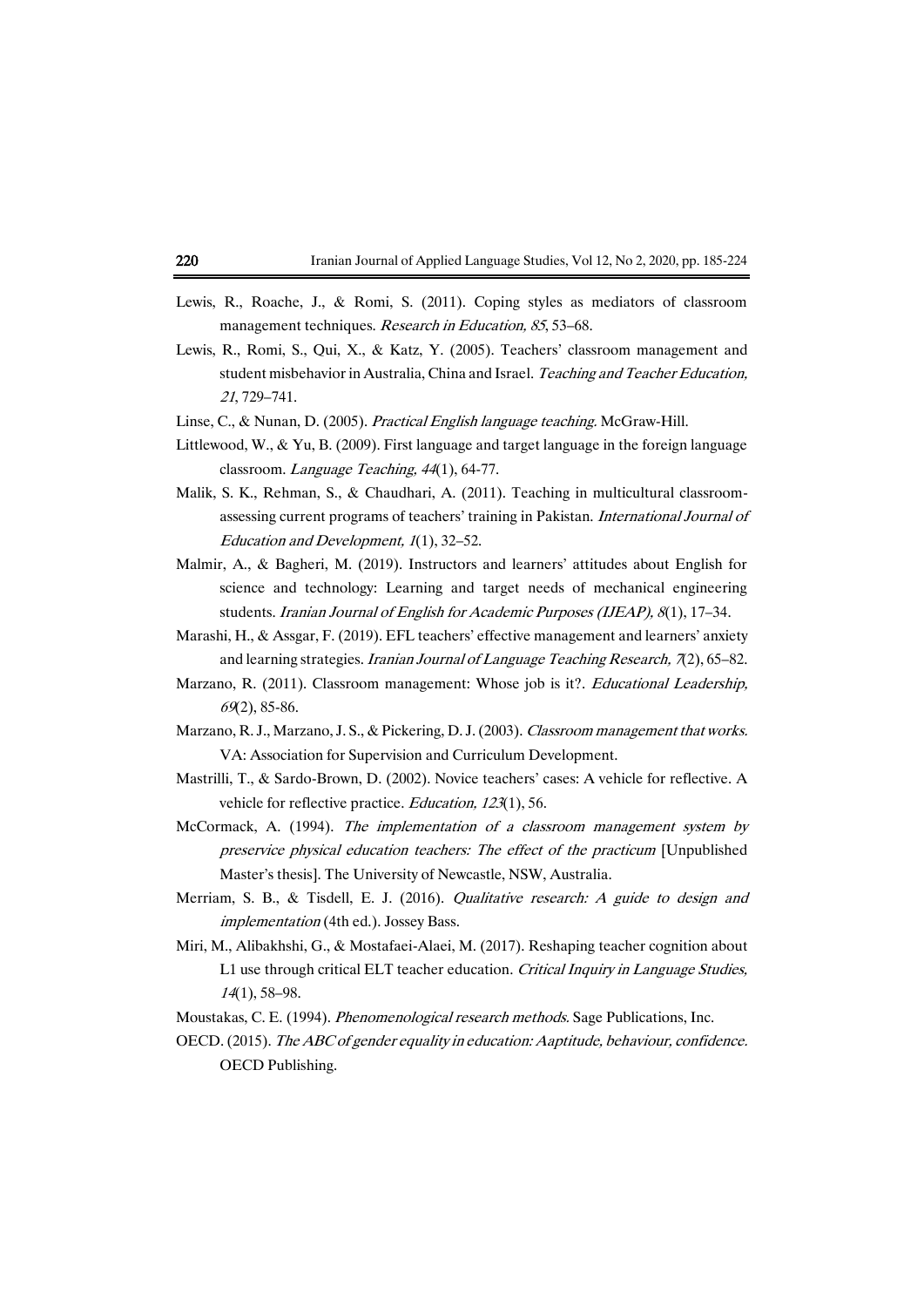Lewis, R., Roache, J., & Romi, S. (2011). Coping styles as mediators of classroom management techniques. *Research in Education, 85*, 53–68.

Lewis, R., Romi, S., Qui, X., & Katz, Y. (2005). Teachers' classroom management and student misbehavior in Australia, China and Israel. *Teaching and Teacher Education, 21*, 729–741.

Linse, C., & Nunan, D. (2005). *Practical English language teaching.* McGraw-Hill.

Littlewood, W., & Yu, B. (2009). First language and target language in the foreign language classroom. *Language Teaching, 44*(1), 64-77.

Malik, S. K., Rehman, S., & Chaudhari, A. (2011). Teaching in multicultural classroom-assessing current programs of teachers' training in Pakistan. *International Journal of Education and Development, 1*(1), 32–52.

Malmir, A., & Bagheri, M. (2019). Instructors and learners' attitudes about English for science and technology: Learning and target needs of mechanical engineering students. *Iranian Journal of English for Academic Purposes (IJEAP), 8*(1), 17–34.

Marashi, H., & Assgar, F. (2019). EFL teachers' effective management and learners' anxiety and learning strategies. *Iranian Journal of Language Teaching Research, 7*(2), 65–82.

Marzano, R. (2011). Classroom management: Whose job is it?. *Educational Leadership, 69*(2), 85-86.

Marzano, R. J., Marzano, J. S., & Pickering, D. J. (2003). *Classroom management that works.* VA: Association for Supervision and Curriculum Development.

Mastrilli, T., & Sardo-Brown, D. (2002). Novice teachers' cases: A vehicle for reflective. A vehicle for reflective practice. *Education, 123*(1), 56.

McCormack, A. (1994). *The implementation of a classroom management system by preservice physical education teachers: The effect of the practicum* [Unpublished Master's thesis]. The University of Newcastle, NSW, Australia.

Merriam, S. B., & Tisdell, E. J. (2016). *Qualitative research: A guide to design and implementation* (4th ed.). Jossey Bass.

Miri, M., Alibakhshi, G., & Mostafaei-Alaei, M. (2017). Reshaping teacher cognition about L1 use through critical ELT teacher education. *Critical Inquiry in Language Studies, 14*(1), 58–98.

Moustakas, C. E. (1994). *Phenomenological research methods.* Sage Publications, Inc.

OECD. (2015). *The ABC of gender equality in education: Aaptitude, behaviour, confidence.* OECD Publishing.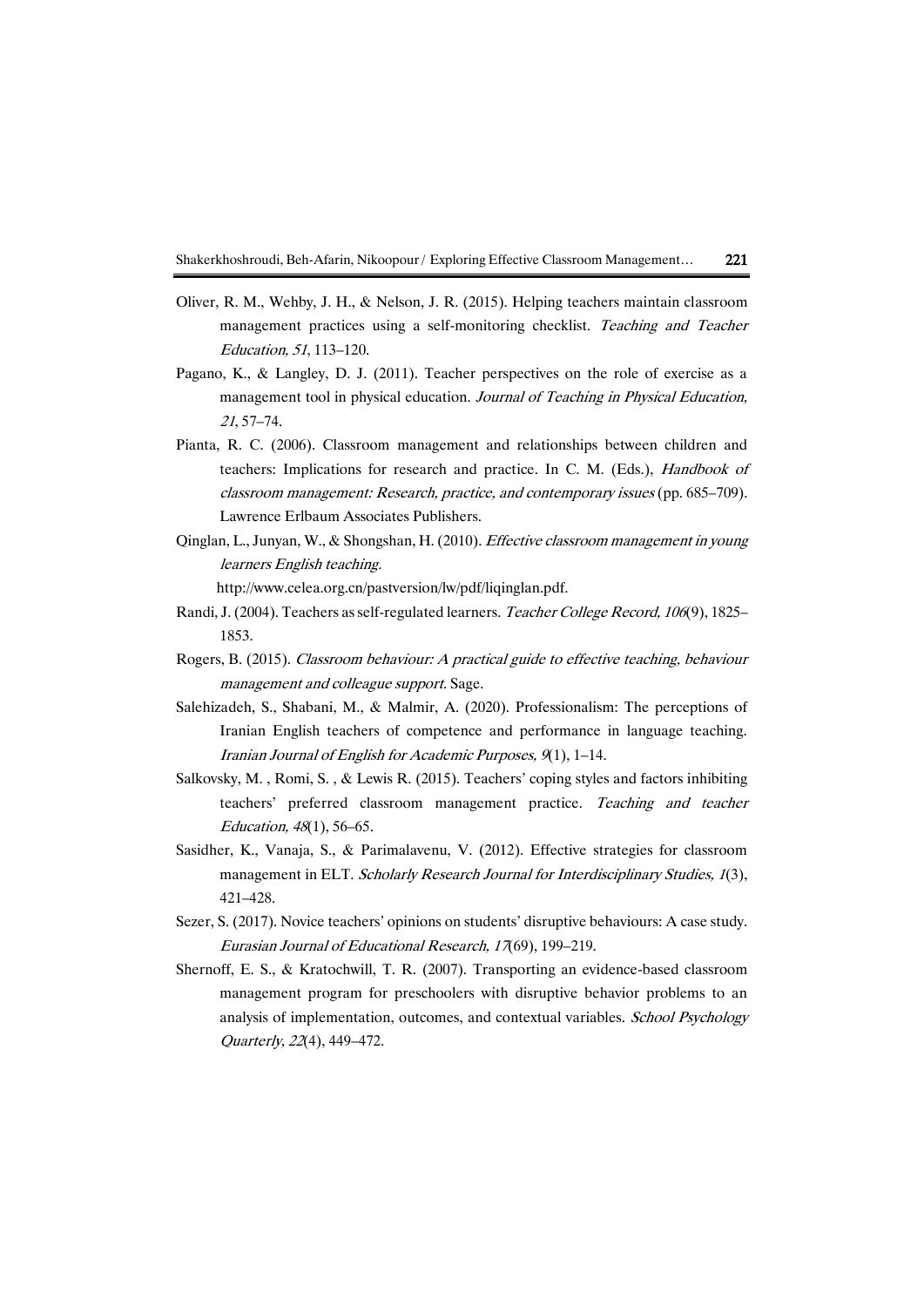Oliver, R. M., Wehby, J. H., & Nelson, J. R. (2015). Helping teachers maintain classroom management practices using a self-monitoring checklist. *Teaching and Teacher Education, 51*, 113–120.

Pagano, K., & Langley, D. J. (2011). Teacher perspectives on the role of exercise as a management tool in physical education. *Journal of Teaching in Physical Education, 21*, 57–74.

Pianta, R. C. (2006). Classroom management and relationships between children and teachers: Implications for research and practice. In C. M. (Eds.), *Handbook of classroom management: Research, practice, and contemporary issues* (pp. 685–709). Lawrence Erlbaum Associates Publishers.

Qinglan, L., Junyan, W., & Shongshan, H. (2010). *Effective classroom management in young learners English teaching.* http://www.celea.org.cn/pastversion/lw/pdf/liqinglan.pdf.

Randi, J. (2004). Teachers as self-regulated learners. *Teacher College Record, 106*(9), 1825–1853.

Rogers, B. (2015). *Classroom behaviour: A practical guide to effective teaching, behaviour management and colleague support.* Sage.

Salehizadeh, S., Shabani, M., & Malmir, A. (2020). Professionalism: The perceptions of Iranian English teachers of competence and performance in language teaching. *Iranian Journal of English for Academic Purposes, 9*(1), 1–14.

Salkovsky, M. , Romi, S. , & Lewis R. (2015). Teachers' coping styles and factors inhibiting teachers' preferred classroom management practice. *Teaching and teacher Education, 48*(1), 56–65.

Sasidher, K., Vanaja, S., & Parimalavenu, V. (2012). Effective strategies for classroom management in ELT. *Scholarly Research Journal for Interdisciplinary Studies, 1*(3), 421–428.

Sezer, S. (2017). Novice teachers' opinions on students' disruptive behaviours: A case study. *Eurasian Journal of Educational Research, 17*(69), 199–219.

Shernoff, E. S., & Kratochwill, T. R. (2007). Transporting an evidence-based classroom management program for preschoolers with disruptive behavior problems to an analysis of implementation, outcomes, and contextual variables. *School Psychology Quarterly, 22*(4), 449–472.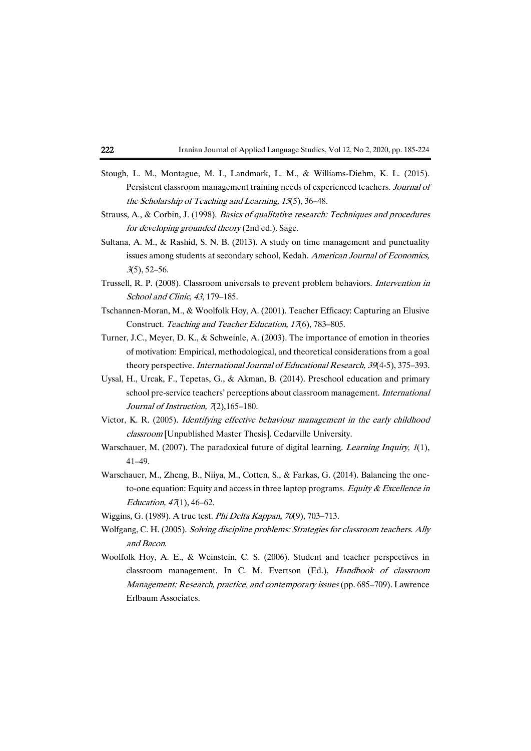Stough, L. M., Montague, M. L, Landmark, L. M., & Williams-Diehm, K. L. (2015). Persistent classroom management training needs of experienced teachers. *Journal of the Scholarship of Teaching and Learning, 15*(5), 36–48.

Strauss, A., & Corbin, J. (1998). *Basics of qualitative research: Techniques and procedures for developing grounded theory* (2nd ed.). Sage.

Sultana, A. M., & Rashid, S. N. B. (2013). A study on time management and punctuality issues among students at secondary school, Kedah. *American Journal of Economics, 3*(5), 52–56.

Trussell, R. P. (2008). Classroom universals to prevent problem behaviors. *Intervention in School and Clinic, 43*, 179–185.

Tschannen-Moran, M., & Woolfolk Hoy, A. (2001). Teacher Efficacy: Capturing an Elusive Construct. *Teaching and Teacher Education, 17*(6), 783–805.

Turner, J.C., Meyer, D. K., & Schweinle, A. (2003). The importance of emotion in theories of motivation: Empirical, methodological, and theoretical considerations from a goal theory perspective. *International Journal of Educational Research, 39*(4-5), 375–393.

Uysal, H., Urcak, F., Tepetas, G., & Akman, B. (2014). Preschool education and primary school pre-service teachers' perceptions about classroom management. *International Journal of Instruction, 7*(2),165–180.

Victor, K. R. (2005). *Identifying effective behaviour management in the early childhood classroom* [Unpublished Master Thesis]. Cedarville University.

Warschauer, M. (2007). The paradoxical future of digital learning. *Learning Inquiry, 1*(1), 41–49.

Warschauer, M., Zheng, B., Niiya, M., Cotten, S., & Farkas, G. (2014). Balancing the one-to-one equation: Equity and access in three laptop programs. *Equity & Excellence in Education, 47*(1), 46–62.

Wiggins, G. (1989). A true test. *Phi Delta Kappan, 70*(9), 703–713.

Wolfgang, C. H. (2005). *Solving discipline problems: Strategies for classroom teachers. Ally and Bacon*.

Woolfolk Hoy, A. E., & Weinstein, C. S. (2006). Student and teacher perspectives in classroom management. In C. M. Evertson (Ed.), *Handbook of classroom Management: Research, practice, and contemporary issues* (pp. 685–709). Lawrence Erlbaum Associates.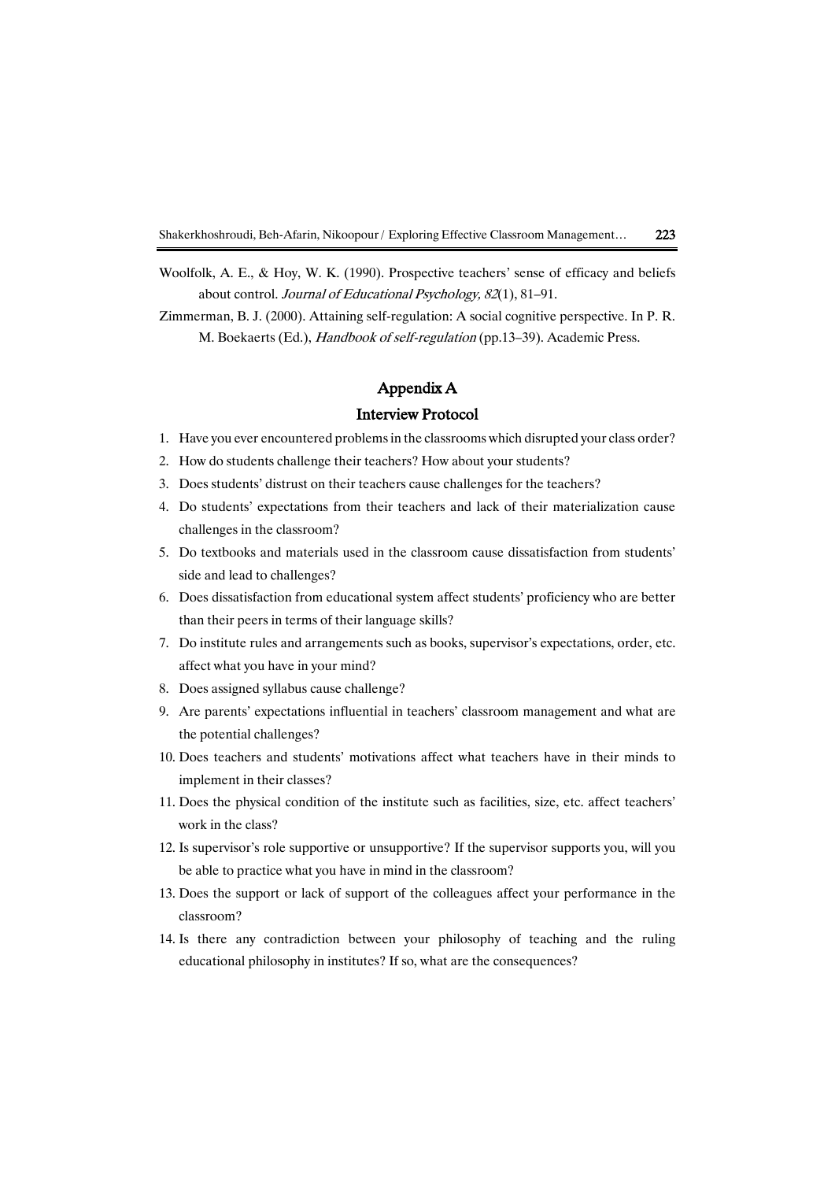Woolfolk, A. E., & Hoy, W. K. (1990). Prospective teachers' sense of efficacy and beliefs about control. *Journal of Educational Psychology, 82*(1), 81–91.

Zimmerman, B. J. (2000). Attaining self-regulation: A social cognitive perspective. In P. R. M. Boekaerts (Ed.), *Handbook of self-regulation* (pp.13–39). Academic Press.

## Appendix A

### Interview Protocol

1. Have you ever encountered problems in the classrooms which disrupted your class order?
2. How do students challenge their teachers? How about your students?
3. Does students' distrust on their teachers cause challenges for the teachers?
4. Do students' expectations from their teachers and lack of their materialization cause challenges in the classroom?
5. Do textbooks and materials used in the classroom cause dissatisfaction from students' side and lead to challenges?
6. Does dissatisfaction from educational system affect students' proficiency who are better than their peers in terms of their language skills?
7. Do institute rules and arrangements such as books, supervisor's expectations, order, etc. affect what you have in your mind?
8. Does assigned syllabus cause challenge?
9. Are parents' expectations influential in teachers' classroom management and what are the potential challenges?
10. Does teachers and students' motivations affect what teachers have in their minds to implement in their classes?
11. Does the physical condition of the institute such as facilities, size, etc. affect teachers' work in the class?
12. Is supervisor's role supportive or unsupportive? If the supervisor supports you, will you be able to practice what you have in mind in the classroom?
13. Does the support or lack of support of the colleagues affect your performance in the classroom?
14. Is there any contradiction between your philosophy of teaching and the ruling educational philosophy in institutes? If so, what are the consequences?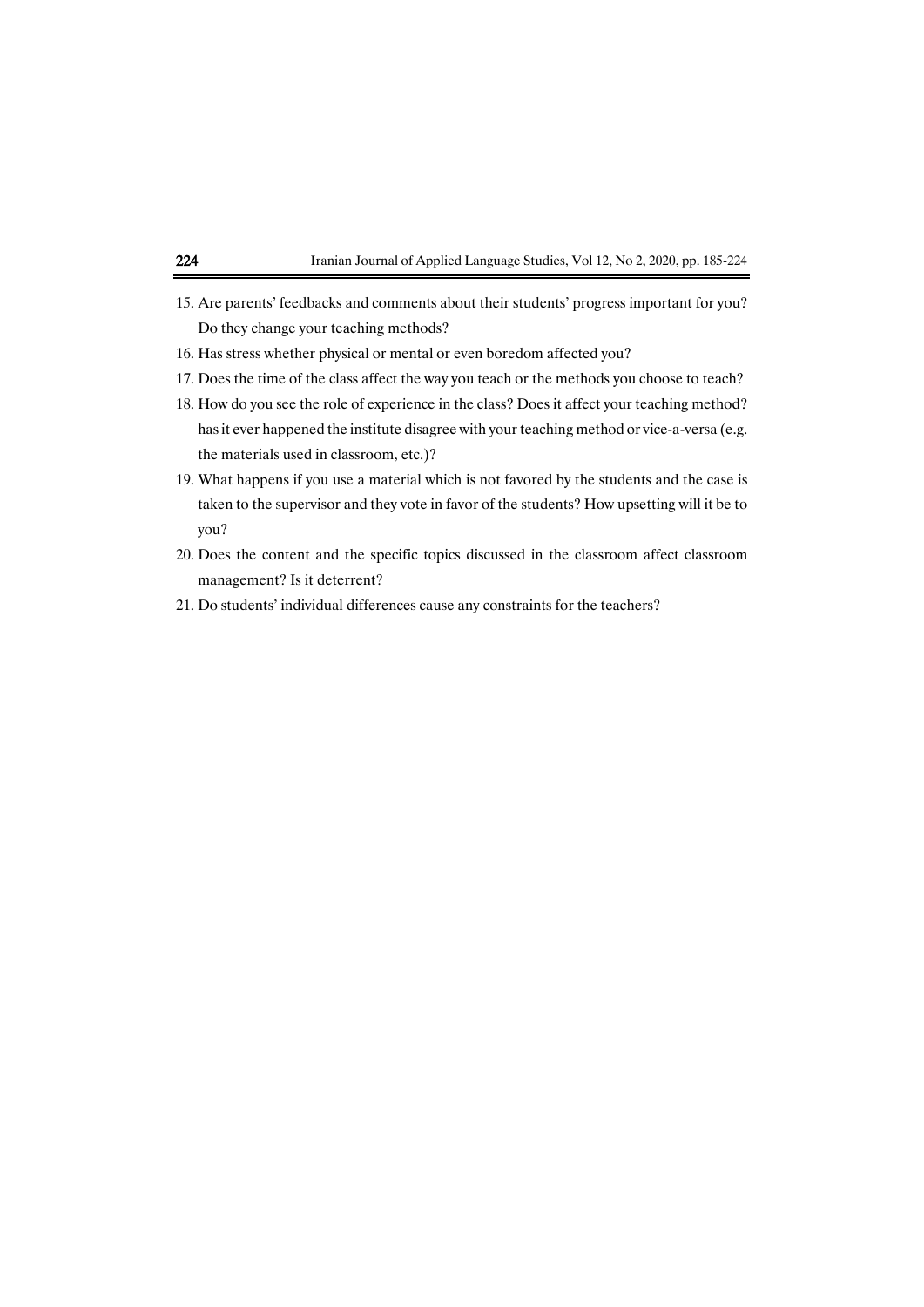15. Are parents' feedbacks and comments about their students' progress important for you? Do they change your teaching methods?
16. Has stress whether physical or mental or even boredom affected you?
17. Does the time of the class affect the way you teach or the methods you choose to teach?
18. How do you see the role of experience in the class? Does it affect your teaching method? has it ever happened the institute disagree with your teaching method or vice-a-versa (e.g. the materials used in classroom, etc.)?
19. What happens if you use a material which is not favored by the students and the case is taken to the supervisor and they vote in favor of the students? How upsetting will it be to you?
20. Does the content and the specific topics discussed in the classroom affect classroom management? Is it deterrent?
21. Do students' individual differences cause any constraints for the teachers?